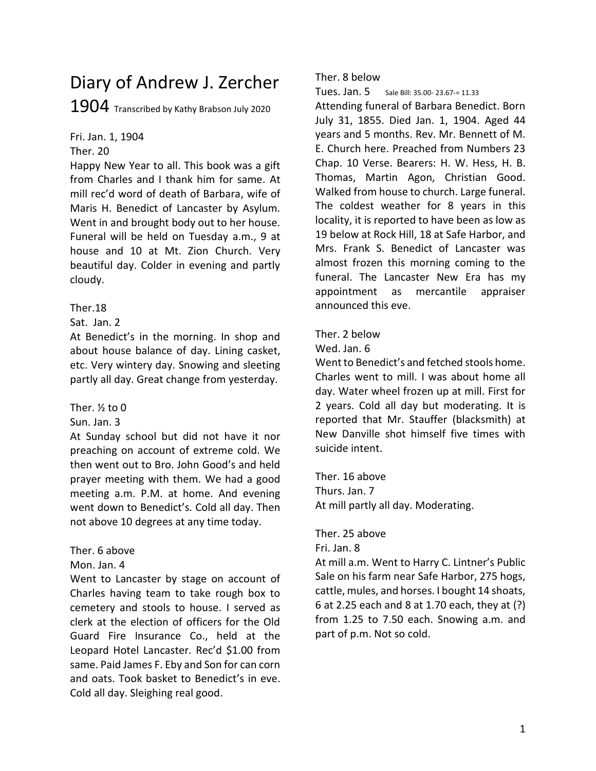# Diary of Andrew J. Zercher

1904 Transcribed by Kathy Brabson July 2020

Fri. Jan. 1, 1904

Ther. 20

Happy New Year to all. This book was a gift from Charles and I thank him for same. At mill rec'd word of death of Barbara, wife of Maris H. Benedict of Lancaster by Asylum. Went in and brought body out to her house. Funeral will be held on Tuesday a.m., 9 at house and 10 at Mt. Zion Church. Very beautiful day. Colder in evening and partly cloudy.

Ther.18

Sat. Jan. 2

At Benedict's in the morning. In shop and about house balance of day. Lining casket, etc. Very wintery day. Snowing and sleeting partly all day. Great change from yesterday.

Ther. ½ to 0

Sun. Jan. 3

At Sunday school but did not have it nor preaching on account of extreme cold. We then went out to Bro. John Good's and held prayer meeting with them. We had a good meeting a.m. P.M. at home. And evening went down to Benedict's. Cold all day. Then not above 10 degrees at any time today.

Ther. 6 above

Mon. Jan. 4

Went to Lancaster by stage on account of Charles having team to take rough box to cemetery and stools to house. I served as clerk at the election of officers for the Old Guard Fire Insurance Co., held at the Leopard Hotel Lancaster. Rec'd $1.00 from same. Paid James F. Eby and Son for can corn and oats. Took basket to Benedict's in eve. Cold all day. Sleighing real good.

Ther. 8 below

Tues. Jan. 5 Sale Bill: 35.00- 23.67-= 11.33

Attending funeral of Barbara Benedict. Born July 31, 1855. Died Jan. 1, 1904. Aged 44 years and 5 months. Rev. Mr. Bennett of M. E. Church here. Preached from Numbers 23 Chap. 10 Verse. Bearers: H. W. Hess, H. B. Thomas, Martin Agon, Christian Good. Walked from house to church. Large funeral. The coldest weather for 8 years in this locality, it is reported to have been as low as 19 below at Rock Hill, 18 at Safe Harbor, and Mrs. Frank S. Benedict of Lancaster was almost frozen this morning coming to the funeral. The Lancaster New Era has my appointment as mercantile appraiser announced this eve.

Ther. 2 below

Wed. Jan. 6

Went to Benedict's and fetched stools home. Charles went to mill. I was about home all day. Water wheel frozen up at mill. First for 2 years. Cold all day but moderating. It is reported that Mr. Stauffer (blacksmith) at New Danville shot himself five times with suicide intent.

Ther. 16 above

Thurs. Jan. 7

At mill partly all day. Moderating.

Ther. 25 above

Fri. Jan. 8

At mill a.m. Went to Harry C. Lintner's Public Sale on his farm near Safe Harbor, 275 hogs, cattle, mules, and horses. I bought 14 shoats, 6 at 2.25 each and 8 at 1.70 each, they at (?) from 1.25 to 7.50 each. Snowing a.m. and part of p.m. Not so cold.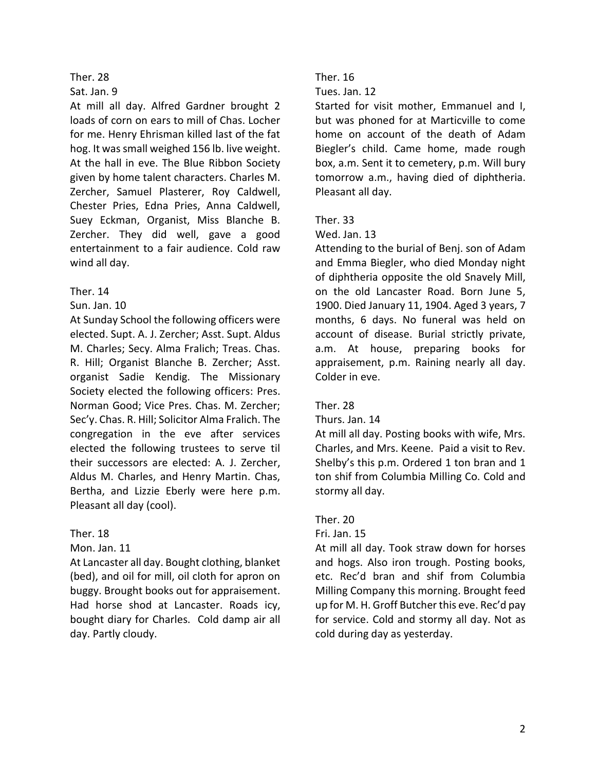Ther. 28

Sat. Jan. 9

At mill all day. Alfred Gardner brought 2 loads of corn on ears to mill of Chas. Locher for me. Henry Ehrisman killed last of the fat hog. It was small weighed 156 lb. live weight. At the hall in eve. The Blue Ribbon Society given by home talent characters. Charles M. Zercher, Samuel Plasterer, Roy Caldwell, Chester Pries, Edna Pries, Anna Caldwell, Suey Eckman, Organist, Miss Blanche B. Zercher. They did well, gave a good entertainment to a fair audience. Cold raw wind all day.

Ther. 14

Sun. Jan. 10

At Sunday School the following officers were elected. Supt. A. J. Zercher; Asst. Supt. Aldus M. Charles; Secy. Alma Fralich; Treas. Chas. R. Hill; Organist Blanche B. Zercher; Asst. organist Sadie Kendig. The Missionary Society elected the following officers: Pres. Norman Good; Vice Pres. Chas. M. Zercher; Sec'y. Chas. R. Hill; Solicitor Alma Fralich. The congregation in the eve after services elected the following trustees to serve til their successors are elected: A. J. Zercher, Aldus M. Charles, and Henry Martin. Chas, Bertha, and Lizzie Eberly were here p.m. Pleasant all day (cool).

Ther. 18

Mon. Jan. 11

At Lancaster all day. Bought clothing, blanket (bed), and oil for mill, oil cloth for apron on buggy. Brought books out for appraisement. Had horse shod at Lancaster. Roads icy, bought diary for Charles. Cold damp air all day. Partly cloudy.

Ther. 16

Tues. Jan. 12

Started for visit mother, Emmanuel and I, but was phoned for at Marticville to come home on account of the death of Adam Biegler's child. Came home, made rough box, a.m. Sent it to cemetery, p.m. Will bury tomorrow a.m., having died of diphtheria. Pleasant all day.

Ther. 33

Wed. Jan. 13

Attending to the burial of Benj. son of Adam and Emma Biegler, who died Monday night of diphtheria opposite the old Snavely Mill, on the old Lancaster Road. Born June 5, 1900. Died January 11, 1904. Aged 3 years, 7 months, 6 days. No funeral was held on account of disease. Burial strictly private, a.m. At house, preparing books for appraisement, p.m. Raining nearly all day. Colder in eve.

Ther. 28

Thurs. Jan. 14

At mill all day. Posting books with wife, Mrs. Charles, and Mrs. Keene. Paid a visit to Rev. Shelby's this p.m. Ordered 1 ton bran and 1 ton shif from Columbia Milling Co. Cold and stormy all day.

Ther. 20

Fri. Jan. 15

At mill all day. Took straw down for horses and hogs. Also iron trough. Posting books, etc. Rec'd bran and shif from Columbia Milling Company this morning. Brought feed up for M. H. Groff Butcher this eve. Rec'd pay for service. Cold and stormy all day. Not as cold during day as yesterday.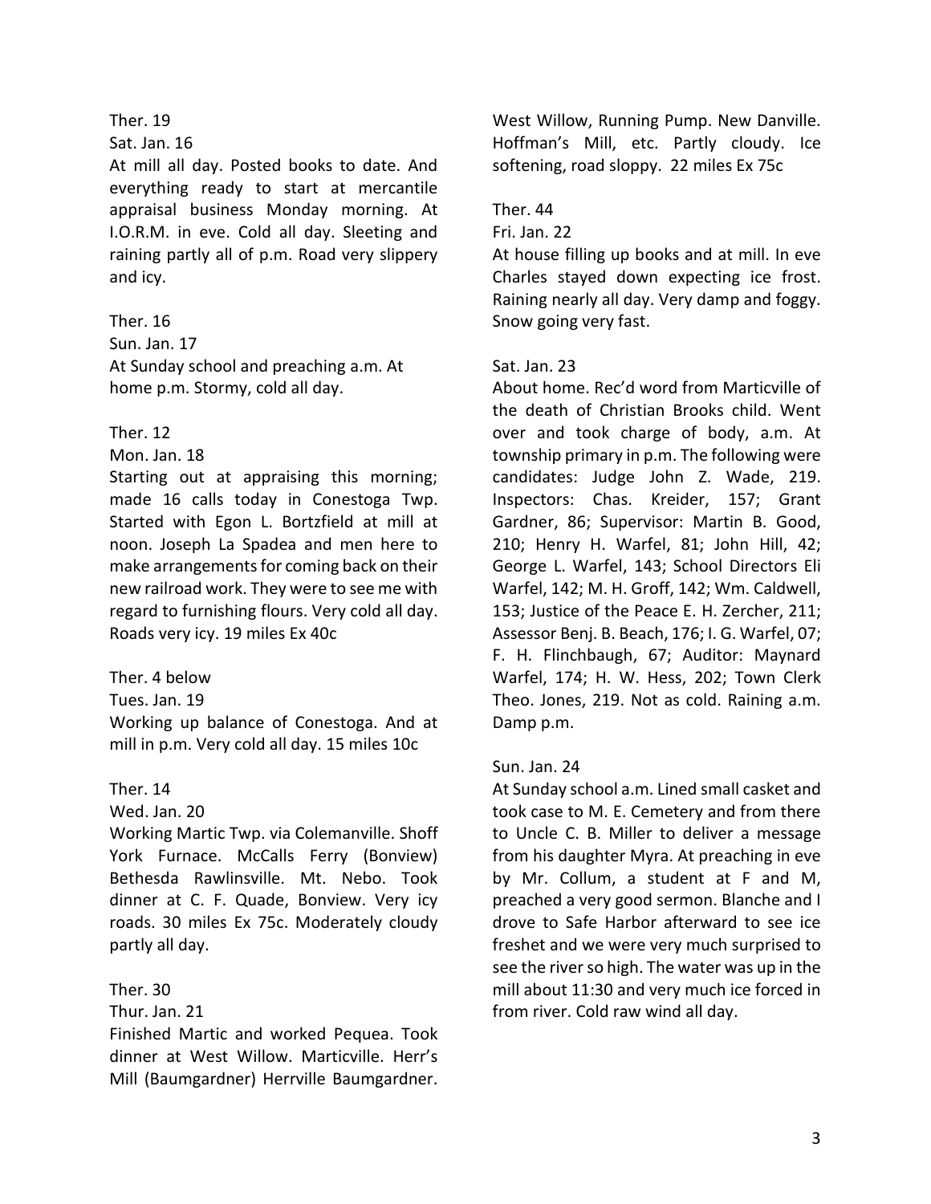Ther. 19

Sat. Jan. 16

At mill all day. Posted books to date. And everything ready to start at mercantile appraisal business Monday morning. At I.O.R.M. in eve. Cold all day. Sleeting and raining partly all of p.m. Road very slippery and icy.

Ther. 16

Sun. Jan. 17

At Sunday school and preaching a.m. At home p.m. Stormy, cold all day.

Ther. 12

Mon. Jan. 18

Starting out at appraising this morning; made 16 calls today in Conestoga Twp. Started with Egon L. Bortzfield at mill at noon. Joseph La Spadea and men here to make arrangements for coming back on their new railroad work. They were to see me with regard to furnishing flours. Very cold all day. Roads very icy. 19 miles Ex 40c

Ther. 4 below

Tues. Jan. 19

Working up balance of Conestoga. And at mill in p.m. Very cold all day. 15 miles 10c

Ther. 14

Wed. Jan. 20

Working Martic Twp. via Colemanville. Shoff York Furnace. McCalls Ferry (Bonview) Bethesda Rawlinsville. Mt. Nebo. Took dinner at C. F. Quade, Bonview. Very icy roads. 30 miles Ex 75c. Moderately cloudy partly all day.

Ther. 30

Thur. Jan. 21

Finished Martic and worked Pequea. Took dinner at West Willow. Marticville. Herr's Mill (Baumgardner) Herrville Baumgardner. West Willow, Running Pump. New Danville. Hoffman's Mill, etc. Partly cloudy. Ice softening, road sloppy. 22 miles Ex 75c

Ther. 44

Fri. Jan. 22

At house filling up books and at mill. In eve Charles stayed down expecting ice frost. Raining nearly all day. Very damp and foggy. Snow going very fast.

Sat. Jan. 23

About home. Rec'd word from Marticville of the death of Christian Brooks child. Went over and took charge of body, a.m. At township primary in p.m. The following were candidates: Judge John Z. Wade, 219. Inspectors: Chas. Kreider, 157; Grant Gardner, 86; Supervisor: Martin B. Good, 210; Henry H. Warfel, 81; John Hill, 42; George L. Warfel, 143; School Directors Eli Warfel, 142; M. H. Groff, 142; Wm. Caldwell, 153; Justice of the Peace E. H. Zercher, 211; Assessor Benj. B. Beach, 176; I. G. Warfel, 07; F. H. Flinchbaugh, 67; Auditor: Maynard Warfel, 174; H. W. Hess, 202; Town Clerk Theo. Jones, 219. Not as cold. Raining a.m. Damp p.m.

Sun. Jan. 24

At Sunday school a.m. Lined small casket and took case to M. E. Cemetery and from there to Uncle C. B. Miller to deliver a message from his daughter Myra. At preaching in eve by Mr. Collum, a student at F and M, preached a very good sermon. Blanche and I drove to Safe Harbor afterward to see ice freshet and we were very much surprised to see the river so high. The water was up in the mill about 11:30 and very much ice forced in from river. Cold raw wind all day.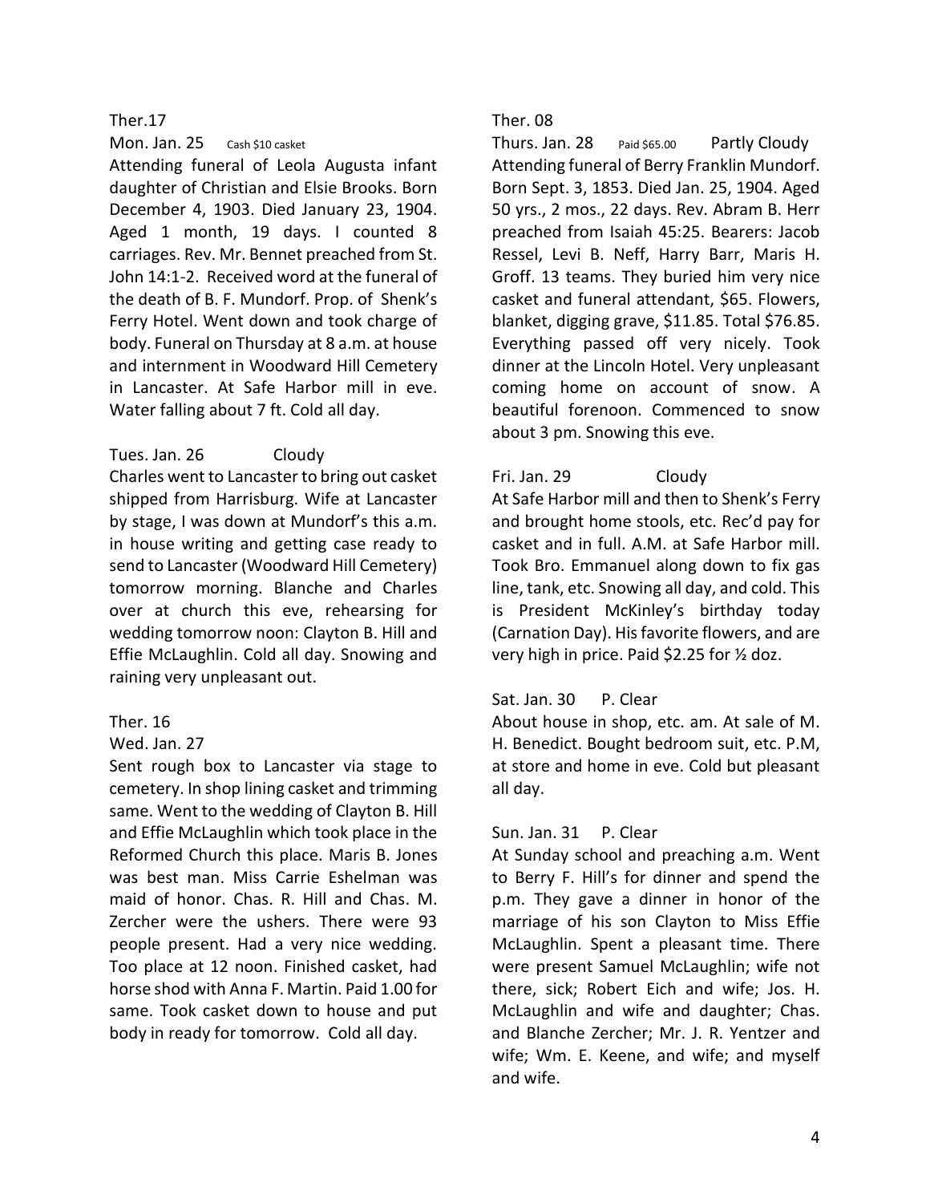Ther.17

Mon. Jan. 25 Cash $10 casket

Attending funeral of Leola Augusta infant daughter of Christian and Elsie Brooks. Born December 4, 1903. Died January 23, 1904. Aged 1 month, 19 days. I counted 8 carriages. Rev. Mr. Bennet preached from St. John 14:1-2. Received word at the funeral of the death of B. F. Mundorf. Prop. of Shenk's Ferry Hotel. Went down and took charge of body. Funeral on Thursday at 8 a.m. at house and internment in Woodward Hill Cemetery in Lancaster. At Safe Harbor mill in eve. Water falling about 7 ft. Cold all day.

Tues. Jan. 26 Cloudy

Charles went to Lancaster to bring out casket shipped from Harrisburg. Wife at Lancaster by stage, I was down at Mundorf's this a.m. in house writing and getting case ready to send to Lancaster (Woodward Hill Cemetery) tomorrow morning. Blanche and Charles over at church this eve, rehearsing for wedding tomorrow noon: Clayton B. Hill and Effie McLaughlin. Cold all day. Snowing and raining very unpleasant out.

Ther. 16

Wed. Jan. 27

Sent rough box to Lancaster via stage to cemetery. In shop lining casket and trimming same. Went to the wedding of Clayton B. Hill and Effie McLaughlin which took place in the Reformed Church this place. Maris B. Jones was best man. Miss Carrie Eshelman was maid of honor. Chas. R. Hill and Chas. M. Zercher were the ushers. There were 93 people present. Had a very nice wedding. Too place at 12 noon. Finished casket, had horse shod with Anna F. Martin. Paid 1.00 for same. Took casket down to house and put body in ready for tomorrow. Cold all day.

Ther. 08

Thurs. Jan. 28 Paid $65.00 Partly Cloudy

Attending funeral of Berry Franklin Mundorf. Born Sept. 3, 1853. Died Jan. 25, 1904. Aged 50 yrs., 2 mos., 22 days. Rev. Abram B. Herr preached from Isaiah 45:25. Bearers: Jacob Ressel, Levi B. Neff, Harry Barr, Maris H. Groff. 13 teams. They buried him very nice casket and funeral attendant, $65. Flowers, blanket, digging grave, $11.85. Total $76.85. Everything passed off very nicely. Took dinner at the Lincoln Hotel. Very unpleasant coming home on account of snow. A beautiful forenoon. Commenced to snow about 3 pm. Snowing this eve.

Fri. Jan. 29 Cloudy

At Safe Harbor mill and then to Shenk's Ferry and brought home stools, etc. Rec'd pay for casket and in full. A.M. at Safe Harbor mill. Took Bro. Emmanuel along down to fix gas line, tank, etc. Snowing all day, and cold. This is President McKinley's birthday today (Carnation Day). His favorite flowers, and are very high in price. Paid $2.25 for ½ doz.

Sat. Jan. 30 P. Clear

About house in shop, etc. am. At sale of M. H. Benedict. Bought bedroom suit, etc. P.M, at store and home in eve. Cold but pleasant all day.

Sun. Jan. 31 P. Clear

At Sunday school and preaching a.m. Went to Berry F. Hill's for dinner and spend the p.m. They gave a dinner in honor of the marriage of his son Clayton to Miss Effie McLaughlin. Spent a pleasant time. There were present Samuel McLaughlin; wife not there, sick; Robert Eich and wife; Jos. H. McLaughlin and wife and daughter; Chas. and Blanche Zercher; Mr. J. R. Yentzer and wife; Wm. E. Keene, and wife; and myself and wife.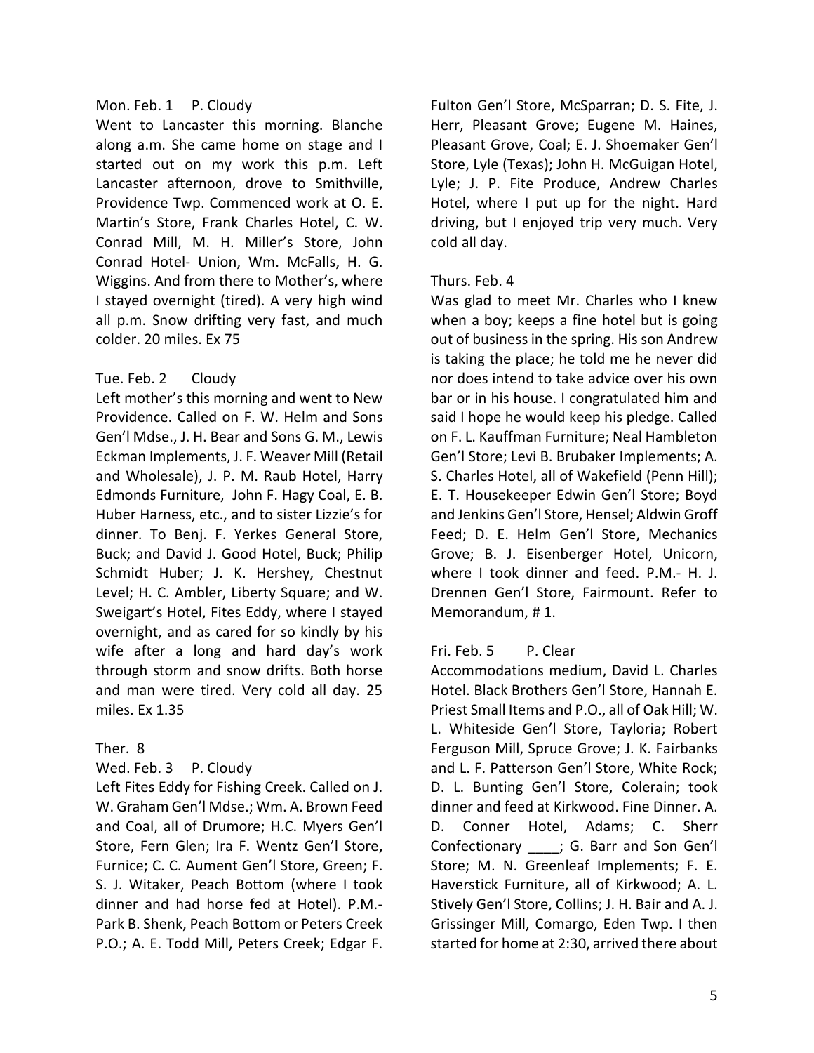Mon. Feb. 1 P. Cloudy

Went to Lancaster this morning. Blanche along a.m. She came home on stage and I started out on my work this p.m. Left Lancaster afternoon, drove to Smithville, Providence Twp. Commenced work at O. E. Martin's Store, Frank Charles Hotel, C. W. Conrad Mill, M. H. Miller's Store, John Conrad Hotel- Union, Wm. McFalls, H. G. Wiggins. And from there to Mother's, where I stayed overnight (tired). A very high wind all p.m. Snow drifting very fast, and much colder. 20 miles. Ex 75

Tue. Feb. 2 Cloudy

Left mother's this morning and went to New Providence. Called on F. W. Helm and Sons Gen'l Mdse., J. H. Bear and Sons G. M., Lewis Eckman Implements, J. F. Weaver Mill (Retail and Wholesale), J. P. M. Raub Hotel, Harry Edmonds Furniture, John F. Hagy Coal, E. B. Huber Harness, etc., and to sister Lizzie's for dinner. To Benj. F. Yerkes General Store, Buck; and David J. Good Hotel, Buck; Philip Schmidt Huber; J. K. Hershey, Chestnut Level; H. C. Ambler, Liberty Square; and W. Sweigart's Hotel, Fites Eddy, where I stayed overnight, and as cared for so kindly by his wife after a long and hard day's work through storm and snow drifts. Both horse and man were tired. Very cold all day. 25 miles. Ex 1.35

Ther. 8

Wed. Feb. 3 P. Cloudy

Left Fites Eddy for Fishing Creek. Called on J. W. Graham Gen'l Mdse.; Wm. A. Brown Feed and Coal, all of Drumore; H.C. Myers Gen'l Store, Fern Glen; Ira F. Wentz Gen'l Store, Furnice; C. C. Aument Gen'l Store, Green; F. S. J. Witaker, Peach Bottom (where I took dinner and had horse fed at Hotel). P.M.- Park B. Shenk, Peach Bottom or Peters Creek P.O.; A. E. Todd Mill, Peters Creek; Edgar F. Fulton Gen'l Store, McSparran; D. S. Fite, J. Herr, Pleasant Grove; Eugene M. Haines, Pleasant Grove, Coal; E. J. Shoemaker Gen'l Store, Lyle (Texas); John H. McGuigan Hotel, Lyle; J. P. Fite Produce, Andrew Charles Hotel, where I put up for the night. Hard driving, but I enjoyed trip very much. Very cold all day.

Thurs. Feb. 4

Was glad to meet Mr. Charles who I knew when a boy; keeps a fine hotel but is going out of business in the spring. His son Andrew is taking the place; he told me he never did nor does intend to take advice over his own bar or in his house. I congratulated him and said I hope he would keep his pledge. Called on F. L. Kauffman Furniture; Neal Hambleton Gen'l Store; Levi B. Brubaker Implements; A. S. Charles Hotel, all of Wakefield (Penn Hill); E. T. Housekeeper Edwin Gen'l Store; Boyd and Jenkins Gen'l Store, Hensel; Aldwin Groff Feed; D. E. Helm Gen'l Store, Mechanics Grove; B. J. Eisenberger Hotel, Unicorn, where I took dinner and feed. P.M.- H. J. Drennen Gen'l Store, Fairmount. Refer to Memorandum, # 1.

Fri. Feb. 5 P. Clear

Accommodations medium, David L. Charles Hotel. Black Brothers Gen'l Store, Hannah E. Priest Small Items and P.O., all of Oak Hill; W. L. Whiteside Gen'l Store, Tayloria; Robert Ferguson Mill, Spruce Grove; J. K. Fairbanks and L. F. Patterson Gen'l Store, White Rock; D. L. Bunting Gen'l Store, Colerain; took dinner and feed at Kirkwood. Fine Dinner. A. D. Conner Hotel, Adams; C. Sherr Confectionary ____; G. Barr and Son Gen'l Store; M. N. Greenleaf Implements; F. E. Haverstick Furniture, all of Kirkwood; A. L. Stively Gen'l Store, Collins; J. H. Bair and A. J. Grissinger Mill, Comargo, Eden Twp. I then started for home at 2:30, arrived there about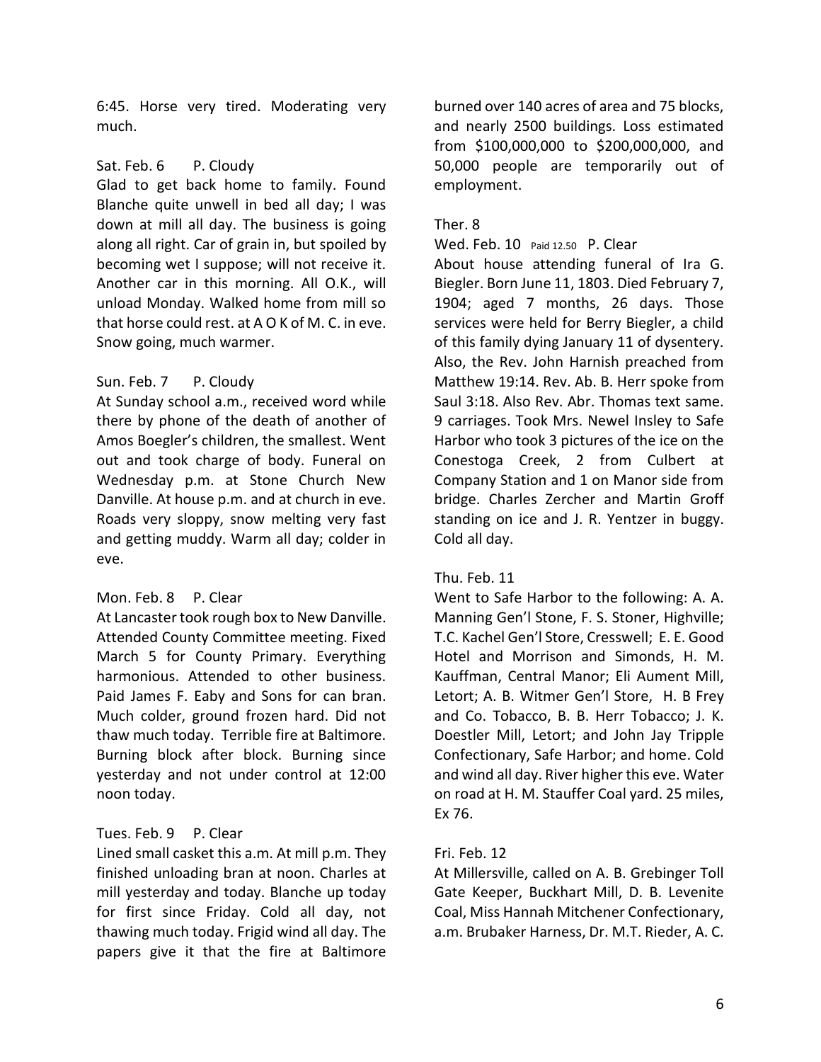6:45. Horse very tired. Moderating very much.

Sat. Feb. 6 P. Cloudy
Glad to get back home to family. Found Blanche quite unwell in bed all day; I was down at mill all day. The business is going along all right. Car of grain in, but spoiled by becoming wet I suppose; will not receive it. Another car in this morning. All O.K., will unload Monday. Walked home from mill so that horse could rest. at A O K of M. C. in eve. Snow going, much warmer.

Sun. Feb. 7 P. Cloudy
At Sunday school a.m., received word while there by phone of the death of another of Amos Boegler's children, the smallest. Went out and took charge of body. Funeral on Wednesday p.m. at Stone Church New Danville. At house p.m. and at church in eve. Roads very sloppy, snow melting very fast and getting muddy. Warm all day; colder in eve.

Mon. Feb. 8 P. Clear
At Lancaster took rough box to New Danville. Attended County Committee meeting. Fixed March 5 for County Primary. Everything harmonious. Attended to other business. Paid James F. Eaby and Sons for can bran. Much colder, ground frozen hard. Did not thaw much today. Terrible fire at Baltimore. Burning block after block. Burning since yesterday and not under control at 12:00 noon today.

Tues. Feb. 9 P. Clear
Lined small casket this a.m. At mill p.m. They finished unloading bran at noon. Charles at mill yesterday and today. Blanche up today for first since Friday. Cold all day, not thawing much today. Frigid wind all day. The papers give it that the fire at Baltimore burned over 140 acres of area and 75 blocks, and nearly 2500 buildings. Loss estimated from $100,000,000 to $200,000,000, and 50,000 people are temporarily out of employment.

Ther. 8

Wed. Feb. 10 Paid 12.50 P. Clear
About house attending funeral of Ira G. Biegler. Born June 11, 1803. Died February 7, 1904; aged 7 months, 26 days. Those services were held for Berry Biegler, a child of this family dying January 11 of dysentery. Also, the Rev. John Harnish preached from Matthew 19:14. Rev. Ab. B. Herr spoke from Saul 3:18. Also Rev. Abr. Thomas text same. 9 carriages. Took Mrs. Newel Insley to Safe Harbor who took 3 pictures of the ice on the Conestoga Creek, 2 from Culbert at Company Station and 1 on Manor side from bridge. Charles Zercher and Martin Groff standing on ice and J. R. Yentzer in buggy. Cold all day.

Thu. Feb. 11
Went to Safe Harbor to the following: A. A. Manning Gen'l Stone, F. S. Stoner, Highville; T.C. Kachel Gen'l Store, Cresswell; E. E. Good Hotel and Morrison and Simonds, H. M. Kauffman, Central Manor; Eli Aument Mill, Letort; A. B. Witmer Gen'l Store, H. B Frey and Co. Tobacco, B. B. Herr Tobacco; J. K. Doestler Mill, Letort; and John Jay Tripple Confectionary, Safe Harbor; and home. Cold and wind all day. River higher this eve. Water on road at H. M. Stauffer Coal yard. 25 miles, Ex 76.

Fri. Feb. 12
At Millersville, called on A. B. Grebinger Toll Gate Keeper, Buckhart Mill, D. B. Levenite Coal, Miss Hannah Mitchener Confectionary, a.m. Brubaker Harness, Dr. M.T. Rieder, A. C.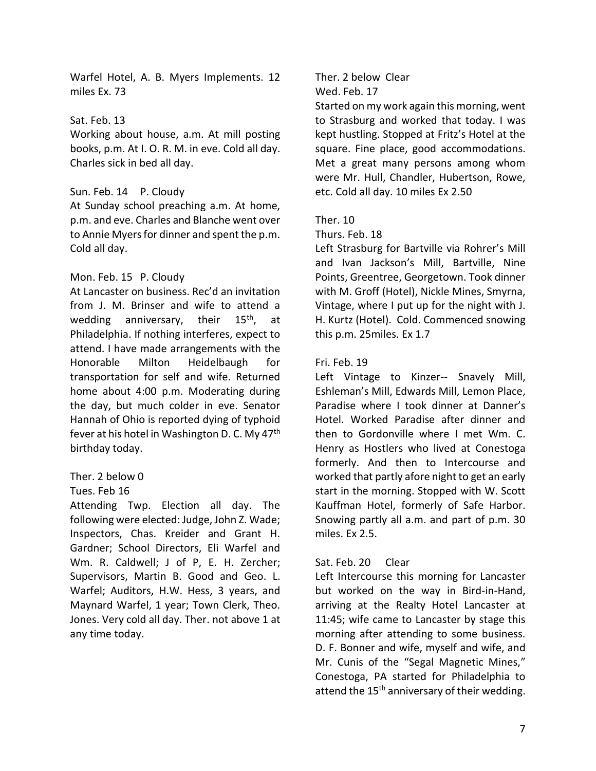Warfel Hotel, A. B. Myers Implements. 12 miles Ex. 73

Sat. Feb. 13
Working about house, a.m. At mill posting books, p.m. At I. O. R. M. in eve. Cold all day. Charles sick in bed all day.

Sun. Feb. 14 P. Cloudy
At Sunday school preaching a.m. At home, p.m. and eve. Charles and Blanche went over to Annie Myers for dinner and spent the p.m. Cold all day.

Mon. Feb. 15 P. Cloudy
At Lancaster on business. Rec'd an invitation from J. M. Brinser and wife to attend a wedding anniversary, their 15th, at Philadelphia. If nothing interferes, expect to attend. I have made arrangements with the Honorable Milton Heidelbaugh for transportation for self and wife. Returned home about 4:00 p.m. Moderating during the day, but much colder in eve. Senator Hannah of Ohio is reported dying of typhoid fever at his hotel in Washington D. C. My 47th birthday today.

Ther. 2 below 0
Tues. Feb 16
Attending Twp. Election all day. The following were elected: Judge, John Z. Wade; Inspectors, Chas. Kreider and Grant H. Gardner; School Directors, Eli Warfel and Wm. R. Caldwell; J of P, E. H. Zercher; Supervisors, Martin B. Good and Geo. L. Warfel; Auditors, H.W. Hess, 3 years, and Maynard Warfel, 1 year; Town Clerk, Theo. Jones. Very cold all day. Ther. not above 1 at any time today.

Ther. 2 below Clear
Wed. Feb. 17
Started on my work again this morning, went to Strasburg and worked that today. I was kept hustling. Stopped at Fritz's Hotel at the square. Fine place, good accommodations. Met a great many persons among whom were Mr. Hull, Chandler, Hubertson, Rowe, etc. Cold all day. 10 miles Ex 2.50

Ther. 10
Thurs. Feb. 18
Left Strasburg for Bartville via Rohrer's Mill and Ivan Jackson's Mill, Bartville, Nine Points, Greentree, Georgetown. Took dinner with M. Groff (Hotel), Nickle Mines, Smyrna, Vintage, where I put up for the night with J. H. Kurtz (Hotel). Cold. Commenced snowing this p.m. 25miles. Ex 1.7

Fri. Feb. 19
Left Vintage to Kinzer-- Snavely Mill, Eshleman's Mill, Edwards Mill, Lemon Place, Paradise where I took dinner at Danner's Hotel. Worked Paradise after dinner and then to Gordonville where I met Wm. C. Henry as Hostlers who lived at Conestoga formerly. And then to Intercourse and worked that partly afore night to get an early start in the morning. Stopped with W. Scott Kauffman Hotel, formerly of Safe Harbor. Snowing partly all a.m. and part of p.m. 30 miles. Ex 2.5.

Sat. Feb. 20 Clear
Left Intercourse this morning for Lancaster but worked on the way in Bird-in-Hand, arriving at the Realty Hotel Lancaster at 11:45; wife came to Lancaster by stage this morning after attending to some business. D. F. Bonner and wife, myself and wife, and Mr. Cunis of the "Segal Magnetic Mines," Conestoga, PA started for Philadelphia to attend the 15th anniversary of their wedding.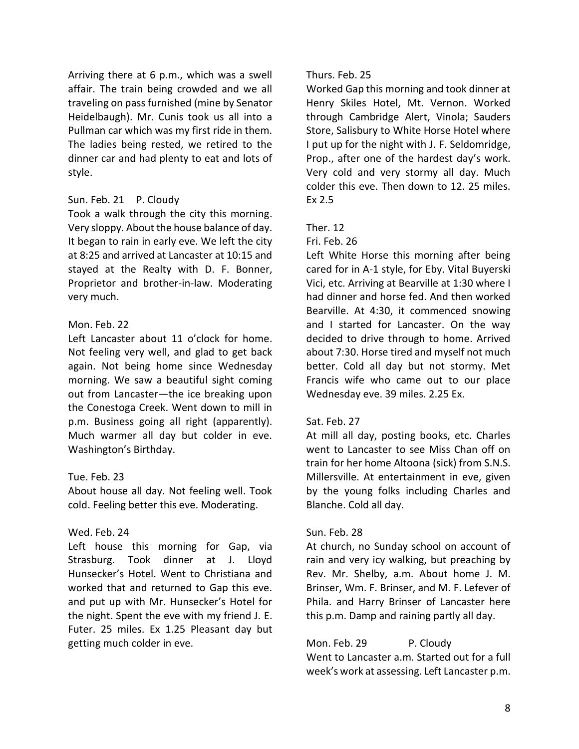Arriving there at 6 p.m., which was a swell affair. The train being crowded and we all traveling on pass furnished (mine by Senator Heidelbaugh). Mr. Cunis took us all into a Pullman car which was my first ride in them. The ladies being rested, we retired to the dinner car and had plenty to eat and lots of style.

Sun. Feb. 21    P. Cloudy
Took a walk through the city this morning. Very sloppy. About the house balance of day. It began to rain in early eve. We left the city at 8:25 and arrived at Lancaster at 10:15 and stayed at the Realty with D. F. Bonner, Proprietor and brother-in-law. Moderating very much.

Mon. Feb. 22
Left Lancaster about 11 o'clock for home. Not feeling very well, and glad to get back again. Not being home since Wednesday morning. We saw a beautiful sight coming out from Lancaster—the ice breaking upon the Conestoga Creek. Went down to mill in p.m. Business going all right (apparently). Much warmer all day but colder in eve. Washington's Birthday.

Tue. Feb. 23
About house all day. Not feeling well. Took cold. Feeling better this eve. Moderating.

Wed. Feb. 24
Left house this morning for Gap, via Strasburg. Took dinner at J. Lloyd Hunsecker's Hotel. Went to Christiana and worked that and returned to Gap this eve. and put up with Mr. Hunsecker's Hotel for the night. Spent the eve with my friend J. E. Futer. 25 miles. Ex 1.25 Pleasant day but getting much colder in eve.

Thurs. Feb. 25
Worked Gap this morning and took dinner at Henry Skiles Hotel, Mt. Vernon. Worked through Cambridge Alert, Vinola; Sauders Store, Salisbury to White Horse Hotel where I put up for the night with J. F. Seldomridge, Prop., after one of the hardest day's work. Very cold and very stormy all day. Much colder this eve. Then down to 12. 25 miles. Ex 2.5

Ther. 12
Fri. Feb. 26
Left White Horse this morning after being cared for in A-1 style, for Eby. Vital Buyerski Vici, etc. Arriving at Bearville at 1:30 where I had dinner and horse fed. And then worked Bearville. At 4:30, it commenced snowing and I started for Lancaster. On the way decided to drive through to home. Arrived about 7:30. Horse tired and myself not much better. Cold all day but not stormy. Met Francis wife who came out to our place Wednesday eve. 39 miles. 2.25 Ex.

Sat. Feb. 27
At mill all day, posting books, etc. Charles went to Lancaster to see Miss Chan off on train for her home Altoona (sick) from S.N.S. Millersville. At entertainment in eve, given by the young folks including Charles and Blanche. Cold all day.

Sun. Feb. 28
At church, no Sunday school on account of rain and very icy walking, but preaching by Rev. Mr. Shelby, a.m. About home J. M. Brinser, Wm. F. Brinser, and M. F. Lefever of Phila. and Harry Brinser of Lancaster here this p.m. Damp and raining partly all day.

Mon. Feb. 29    P. Cloudy
Went to Lancaster a.m. Started out for a full week's work at assessing. Left Lancaster p.m.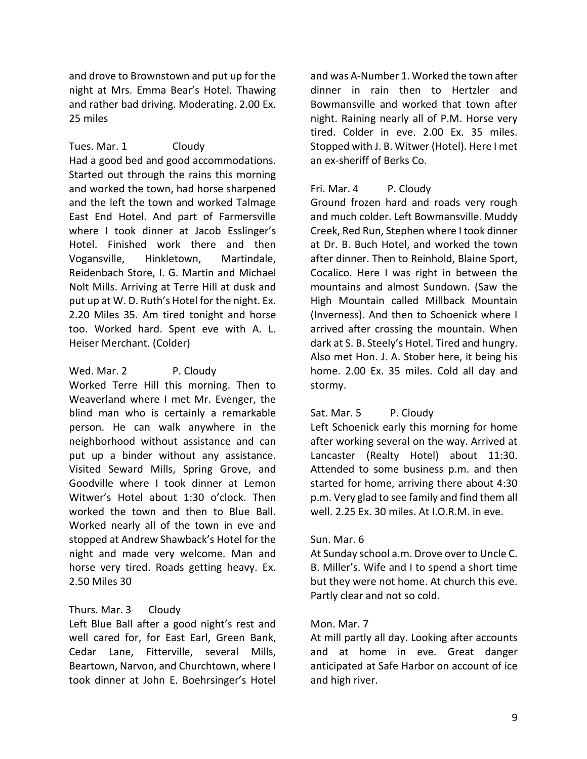and drove to Brownstown and put up for the night at Mrs. Emma Bear's Hotel. Thawing and rather bad driving. Moderating. 2.00 Ex. 25 miles

Tues. Mar. 1 Cloudy

Had a good bed and good accommodations. Started out through the rains this morning and worked the town, had horse sharpened and the left the town and worked Talmage East End Hotel. And part of Farmersville where I took dinner at Jacob Esslinger's Hotel. Finished work there and then Vogansville, Hinkletown, Martindale, Reidenbach Store, I. G. Martin and Michael Nolt Mills. Arriving at Terre Hill at dusk and put up at W. D. Ruth's Hotel for the night. Ex. 2.20 Miles 35. Am tired tonight and horse too. Worked hard. Spent eve with A. L. Heiser Merchant. (Colder)

Wed. Mar. 2 P. Cloudy

Worked Terre Hill this morning. Then to Weaverland where I met Mr. Evenger, the blind man who is certainly a remarkable person. He can walk anywhere in the neighborhood without assistance and can put up a binder without any assistance. Visited Seward Mills, Spring Grove, and Goodville where I took dinner at Lemon Witwer's Hotel about 1:30 o'clock. Then worked the town and then to Blue Ball. Worked nearly all of the town in eve and stopped at Andrew Shawback's Hotel for the night and made very welcome. Man and horse very tired. Roads getting heavy. Ex. 2.50 Miles 30

Thurs. Mar. 3 Cloudy

Left Blue Ball after a good night's rest and well cared for, for East Earl, Green Bank, Cedar Lane, Fitterville, several Mills, Beartown, Narvon, and Churchtown, where I took dinner at John E. Boehrsinger's Hotel and was A-Number 1. Worked the town after dinner in rain then to Hertzler and Bowmansville and worked that town after night. Raining nearly all of P.M. Horse very tired. Colder in eve. 2.00 Ex. 35 miles. Stopped with J. B. Witwer (Hotel). Here I met an ex-sheriff of Berks Co.

Fri. Mar. 4 P. Cloudy

Ground frozen hard and roads very rough and much colder. Left Bowmansville. Muddy Creek, Red Run, Stephen where I took dinner at Dr. B. Buch Hotel, and worked the town after dinner. Then to Reinhold, Blaine Sport, Cocalico. Here I was right in between the mountains and almost Sundown. (Saw the High Mountain called Millback Mountain (Inverness). And then to Schoenick where I arrived after crossing the mountain. When dark at S. B. Steely's Hotel. Tired and hungry. Also met Hon. J. A. Stober here, it being his home. 2.00 Ex. 35 miles. Cold all day and stormy.

Sat. Mar. 5 P. Cloudy

Left Schoenick early this morning for home after working several on the way. Arrived at Lancaster (Realty Hotel) about 11:30. Attended to some business p.m. and then started for home, arriving there about 4:30 p.m. Very glad to see family and find them all well. 2.25 Ex. 30 miles. At I.O.R.M. in eve.

Sun. Mar. 6

At Sunday school a.m. Drove over to Uncle C. B. Miller's. Wife and I to spend a short time but they were not home. At church this eve. Partly clear and not so cold.

Mon. Mar. 7

At mill partly all day. Looking after accounts and at home in eve. Great danger anticipated at Safe Harbor on account of ice and high river.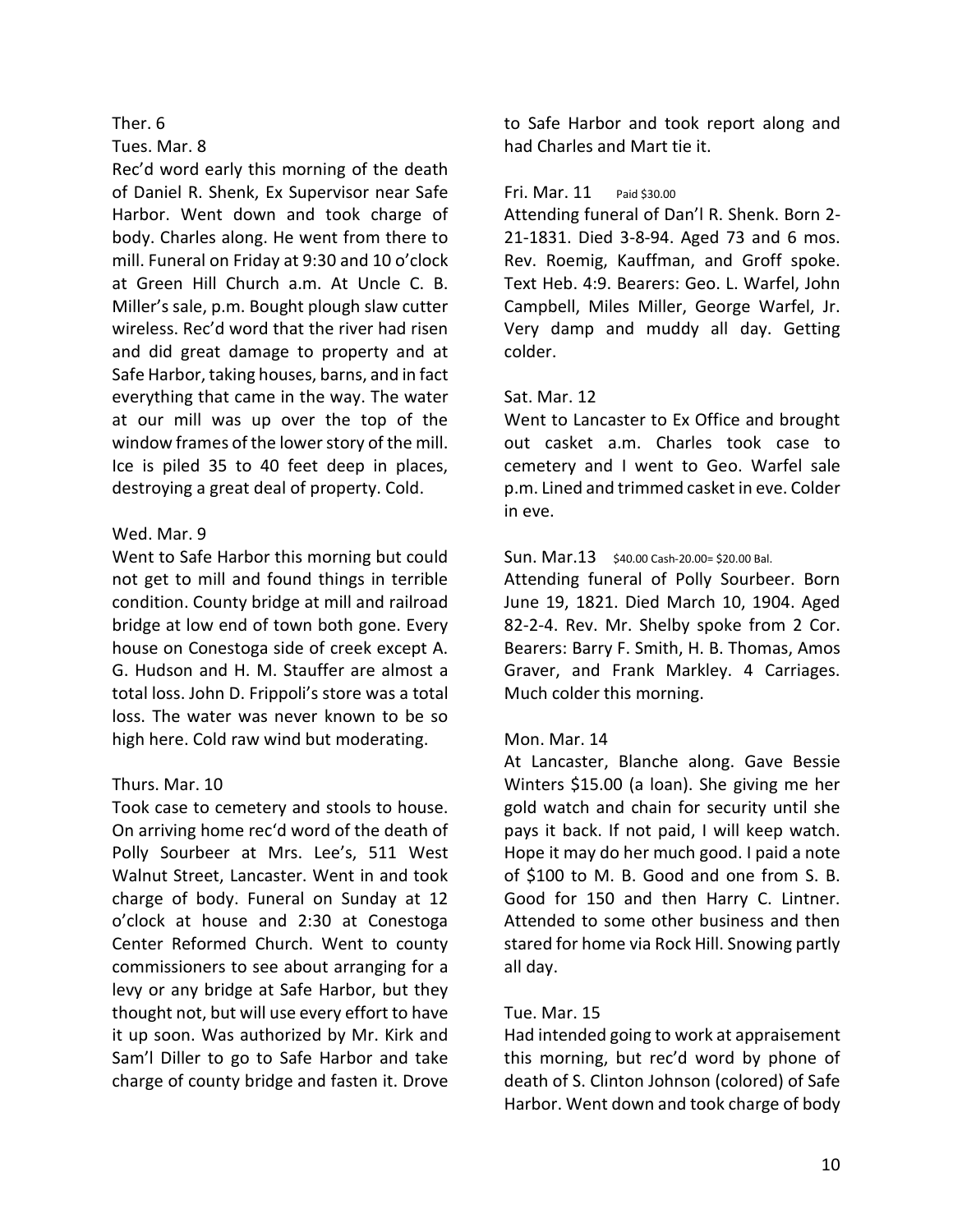Ther. 6

Tues. Mar. 8

Rec'd word early this morning of the death of Daniel R. Shenk, Ex Supervisor near Safe Harbor. Went down and took charge of body. Charles along. He went from there to mill. Funeral on Friday at 9:30 and 10 o'clock at Green Hill Church a.m. At Uncle C. B. Miller's sale, p.m. Bought plough slaw cutter wireless. Rec'd word that the river had risen and did great damage to property and at Safe Harbor, taking houses, barns, and in fact everything that came in the way. The water at our mill was up over the top of the window frames of the lower story of the mill. Ice is piled 35 to 40 feet deep in places, destroying a great deal of property. Cold.

Wed. Mar. 9

Went to Safe Harbor this morning but could not get to mill and found things in terrible condition. County bridge at mill and railroad bridge at low end of town both gone. Every house on Conestoga side of creek except A. G. Hudson and H. M. Stauffer are almost a total loss. John D. Frippoli's store was a total loss. The water was never known to be so high here. Cold raw wind but moderating.

Thurs. Mar. 10

Took case to cemetery and stools to house. On arriving home rec'd word of the death of Polly Sourbeer at Mrs. Lee's, 511 West Walnut Street, Lancaster. Went in and took charge of body. Funeral on Sunday at 12 o'clock at house and 2:30 at Conestoga Center Reformed Church. Went to county commissioners to see about arranging for a levy or any bridge at Safe Harbor, but they thought not, but will use every effort to have it up soon. Was authorized by Mr. Kirk and Sam'l Diller to go to Safe Harbor and take charge of county bridge and fasten it. Drove to Safe Harbor and took report along and had Charles and Mart tie it.

Fri. Mar. 11 Paid $30.00

Attending funeral of Dan'l R. Shenk. Born 2-21-1831. Died 3-8-94. Aged 73 and 6 mos. Rev. Roemig, Kauffman, and Groff spoke. Text Heb. 4:9. Bearers: Geo. L. Warfel, John Campbell, Miles Miller, George Warfel, Jr. Very damp and muddy all day. Getting colder.

Sat. Mar. 12

Went to Lancaster to Ex Office and brought out casket a.m. Charles took case to cemetery and I went to Geo. Warfel sale p.m. Lined and trimmed casket in eve. Colder in eve.

Sun. Mar.13 $40.00 Cash-20.00= $20.00 Bal.

Attending funeral of Polly Sourbeer. Born June 19, 1821. Died March 10, 1904. Aged 82-2-4. Rev. Mr. Shelby spoke from 2 Cor. Bearers: Barry F. Smith, H. B. Thomas, Amos Graver, and Frank Markley. 4 Carriages. Much colder this morning.

Mon. Mar. 14

At Lancaster, Blanche along. Gave Bessie Winters $15.00 (a loan). She giving me her gold watch and chain for security until she pays it back. If not paid, I will keep watch. Hope it may do her much good. I paid a note of $100 to M. B. Good and one from S. B. Good for 150 and then Harry C. Lintner. Attended to some other business and then stared for home via Rock Hill. Snowing partly all day.

Tue. Mar. 15

Had intended going to work at appraisement this morning, but rec'd word by phone of death of S. Clinton Johnson (colored) of Safe Harbor. Went down and took charge of body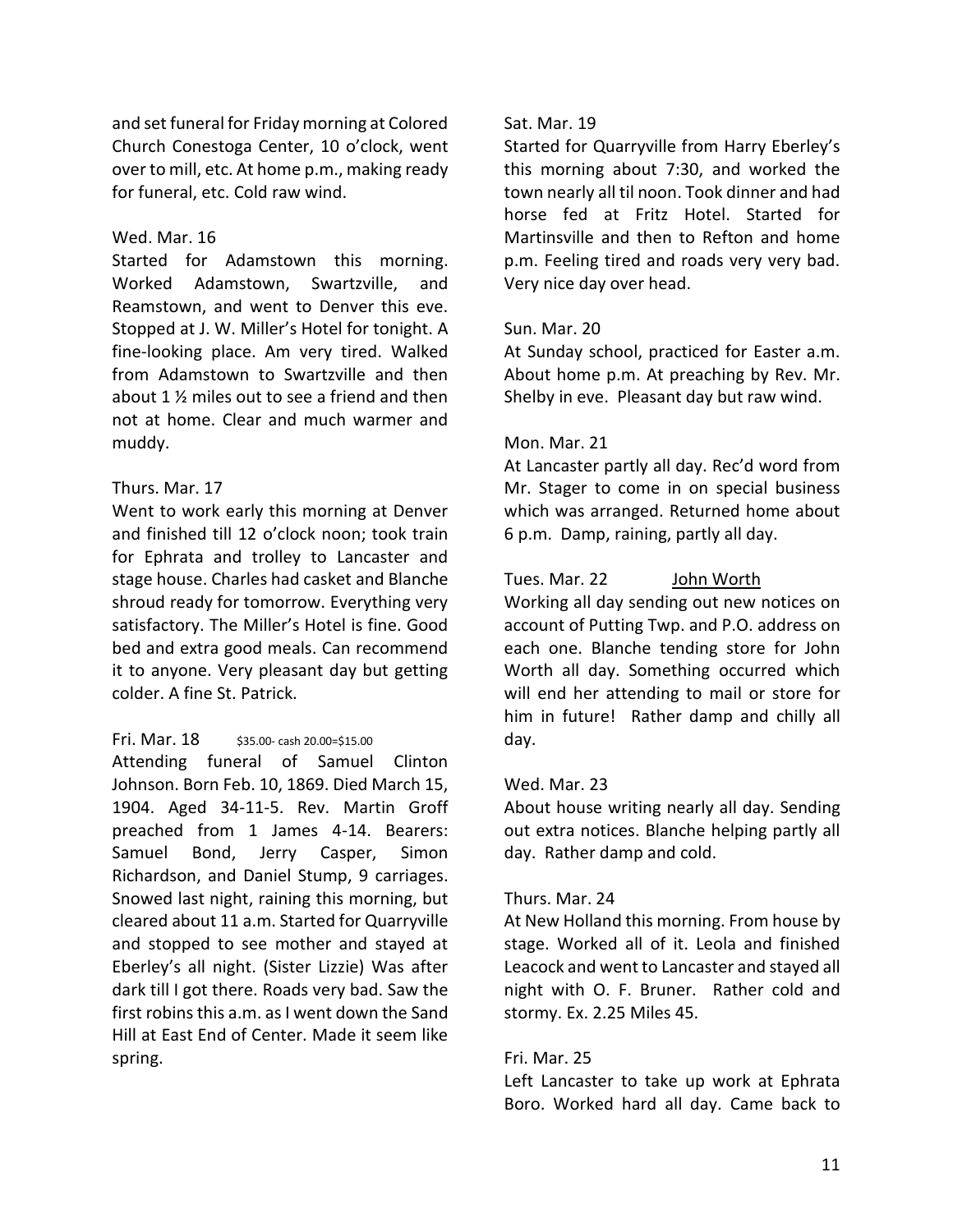and set funeral for Friday morning at Colored Church Conestoga Center, 10 o'clock, went over to mill, etc. At home p.m., making ready for funeral, etc. Cold raw wind.

Wed. Mar. 16
Started for Adamstown this morning. Worked Adamstown, Swartzville, and Reamstown, and went to Denver this eve. Stopped at J. W. Miller's Hotel for tonight. A fine-looking place. Am very tired. Walked from Adamstown to Swartzville and then about 1 ½ miles out to see a friend and then not at home. Clear and much warmer and muddy.

Thurs. Mar. 17
Went to work early this morning at Denver and finished till 12 o'clock noon; took train for Ephrata and trolley to Lancaster and stage house. Charles had casket and Blanche shroud ready for tomorrow. Everything very satisfactory. The Miller's Hotel is fine. Good bed and extra good meals. Can recommend it to anyone. Very pleasant day but getting colder. A fine St. Patrick.

Fri. Mar. 18 $35.00- cash 20.00=$15.00
Attending funeral of Samuel Clinton Johnson. Born Feb. 10, 1869. Died March 15, 1904. Aged 34-11-5. Rev. Martin Groff preached from 1 James 4-14. Bearers: Samuel Bond, Jerry Casper, Simon Richardson, and Daniel Stump, 9 carriages. Snowed last night, raining this morning, but cleared about 11 a.m. Started for Quarryville and stopped to see mother and stayed at Eberley's all night. (Sister Lizzie) Was after dark till I got there. Roads very bad. Saw the first robins this a.m. as I went down the Sand Hill at East End of Center. Made it seem like spring.

Sat. Mar. 19
Started for Quarryville from Harry Eberley's this morning about 7:30, and worked the town nearly all til noon. Took dinner and had horse fed at Fritz Hotel. Started for Martinsville and then to Refton and home p.m. Feeling tired and roads very very bad. Very nice day over head.

Sun. Mar. 20
At Sunday school, practiced for Easter a.m. About home p.m. At preaching by Rev. Mr. Shelby in eve. Pleasant day but raw wind.

Mon. Mar. 21
At Lancaster partly all day. Rec'd word from Mr. Stager to come in on special business which was arranged. Returned home about 6 p.m. Damp, raining, partly all day.

Tues. Mar. 22 <u>John Worth</u>
Working all day sending out new notices on account of Putting Twp. and P.O. address on each one. Blanche tending store for John Worth all day. Something occurred which will end her attending to mail or store for him in future! Rather damp and chilly all day.

Wed. Mar. 23
About house writing nearly all day. Sending out extra notices. Blanche helping partly all day. Rather damp and cold.

Thurs. Mar. 24
At New Holland this morning. From house by stage. Worked all of it. Leola and finished Leacock and went to Lancaster and stayed all night with O. F. Bruner. Rather cold and stormy. Ex. 2.25 Miles 45.

Fri. Mar. 25
Left Lancaster to take up work at Ephrata Boro. Worked hard all day. Came back to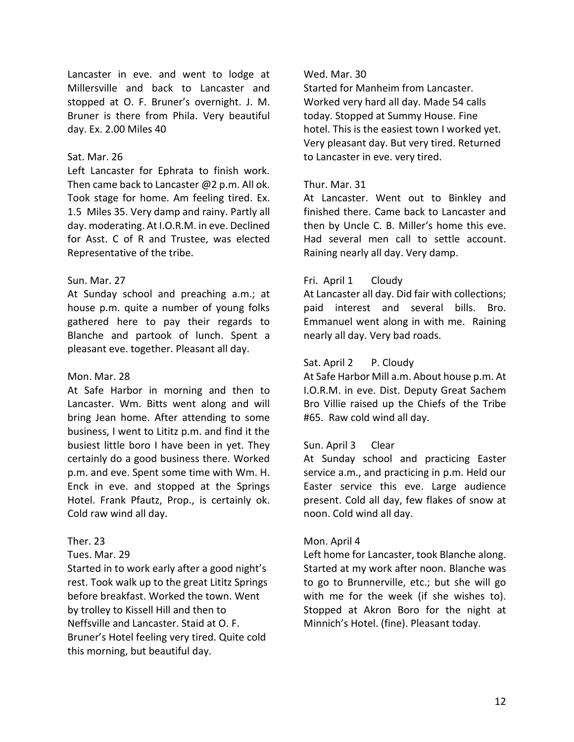Lancaster in eve. and went to lodge at Millersville and back to Lancaster and stopped at O. F. Bruner's overnight. J. M. Bruner is there from Phila. Very beautiful day. Ex. 2.00 Miles 40

Sat. Mar. 26
Left Lancaster for Ephrata to finish work. Then came back to Lancaster @2 p.m. All ok. Took stage for home. Am feeling tired. Ex. 1.5 Miles 35. Very damp and rainy. Partly all day. moderating. At I.O.R.M. in eve. Declined for Asst. C of R and Trustee, was elected Representative of the tribe.

Sun. Mar. 27
At Sunday school and preaching a.m.; at house p.m. quite a number of young folks gathered here to pay their regards to Blanche and partook of lunch. Spent a pleasant eve. together. Pleasant all day.

Mon. Mar. 28
At Safe Harbor in morning and then to Lancaster. Wm. Bitts went along and will bring Jean home. After attending to some business, I went to Lititz p.m. and find it the busiest little boro I have been in yet. They certainly do a good business there. Worked p.m. and eve. Spent some time with Wm. H. Enck in eve. and stopped at the Springs Hotel. Frank Pfautz, Prop., is certainly ok. Cold raw wind all day.

Ther. 23
Tues. Mar. 29
Started in to work early after a good night's rest. Took walk up to the great Lititz Springs before breakfast. Worked the town. Went by trolley to Kissell Hill and then to Neffsville and Lancaster. Staid at O. F. Bruner's Hotel feeling very tired. Quite cold this morning, but beautiful day.

Wed. Mar. 30
Started for Manheim from Lancaster. Worked very hard all day. Made 54 calls today. Stopped at Summy House. Fine hotel. This is the easiest town I worked yet. Very pleasant day. But very tired. Returned to Lancaster in eve. very tired.

Thur. Mar. 31
At Lancaster. Went out to Binkley and finished there. Came back to Lancaster and then by Uncle C. B. Miller's home this eve. Had several men call to settle account. Raining nearly all day. Very damp.

Fri. April 1 Cloudy
At Lancaster all day. Did fair with collections; paid interest and several bills. Bro. Emmanuel went along in with me. Raining nearly all day. Very bad roads.

Sat. April 2 P. Cloudy
At Safe Harbor Mill a.m. About house p.m. At I.O.R.M. in eve. Dist. Deputy Great Sachem Bro Villie raised up the Chiefs of the Tribe #65. Raw cold wind all day.

Sun. April 3 Clear
At Sunday school and practicing Easter service a.m., and practicing in p.m. Held our Easter service this eve. Large audience present. Cold all day, few flakes of snow at noon. Cold wind all day.

Mon. April 4
Left home for Lancaster, took Blanche along. Started at my work after noon. Blanche was to go to Brunnerville, etc.; but she will go with me for the week (if she wishes to). Stopped at Akron Boro for the night at Minnich's Hotel. (fine). Pleasant today.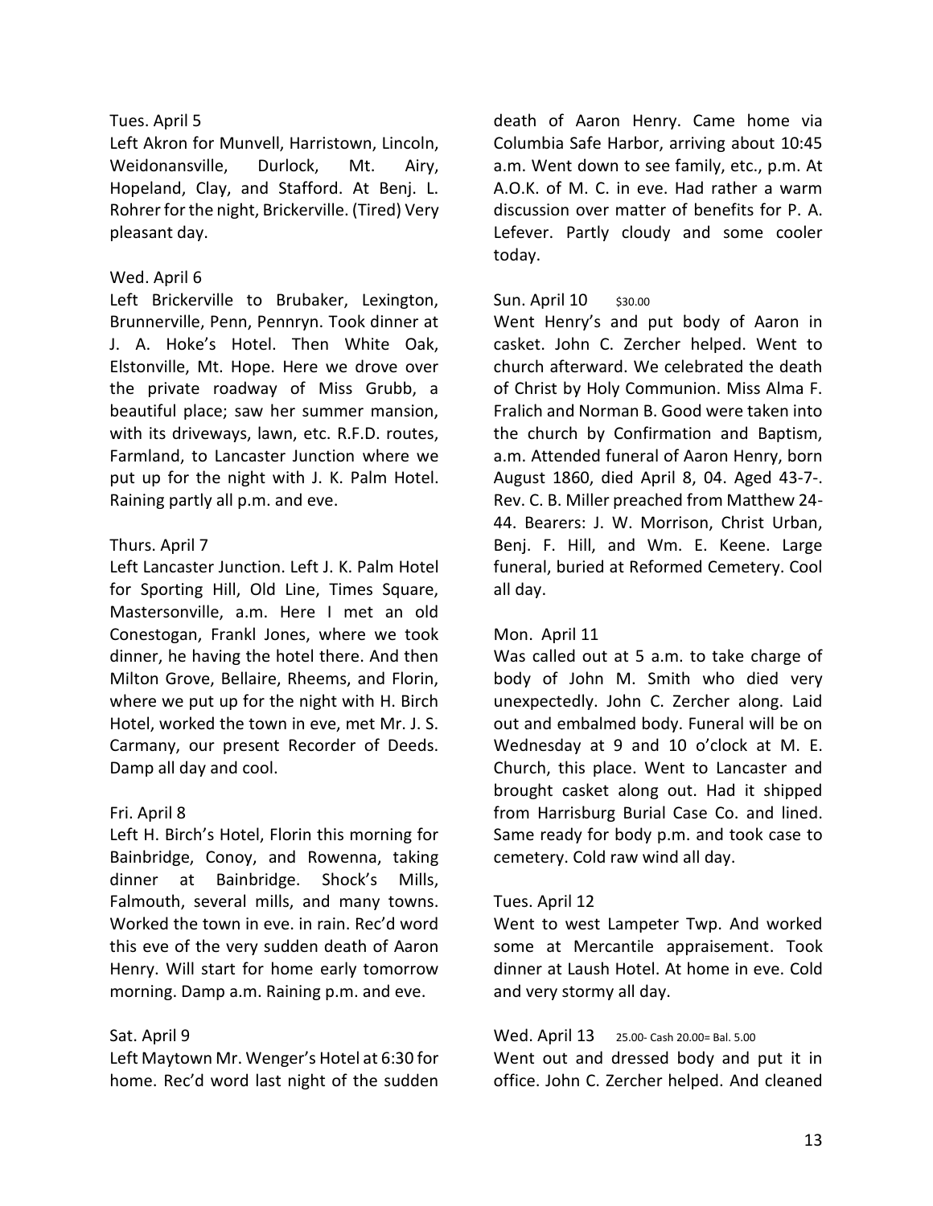Tues. April 5

Left Akron for Munvell, Harristown, Lincoln, Weidonansville, Durlock, Mt. Airy, Hopeland, Clay, and Stafford. At Benj. L. Rohrer for the night, Brickerville. (Tired) Very pleasant day.

Wed. April 6

Left Brickerville to Brubaker, Lexington, Brunnerville, Penn, Pennryn. Took dinner at J. A. Hoke's Hotel. Then White Oak, Elstonville, Mt. Hope. Here we drove over the private roadway of Miss Grubb, a beautiful place; saw her summer mansion, with its driveways, lawn, etc. R.F.D. routes, Farmland, to Lancaster Junction where we put up for the night with J. K. Palm Hotel. Raining partly all p.m. and eve.

Thurs. April 7

Left Lancaster Junction. Left J. K. Palm Hotel for Sporting Hill, Old Line, Times Square, Mastersonville, a.m. Here I met an old Conestogan, Frankl Jones, where we took dinner, he having the hotel there. And then Milton Grove, Bellaire, Rheems, and Florin, where we put up for the night with H. Birch Hotel, worked the town in eve, met Mr. J. S. Carmany, our present Recorder of Deeds. Damp all day and cool.

Fri. April 8

Left H. Birch's Hotel, Florin this morning for Bainbridge, Conoy, and Rowenna, taking dinner at Bainbridge. Shock's Mills, Falmouth, several mills, and many towns. Worked the town in eve. in rain. Rec'd word this eve of the very sudden death of Aaron Henry. Will start for home early tomorrow morning. Damp a.m. Raining p.m. and eve.

Sat. April 9

Left Maytown Mr. Wenger's Hotel at 6:30 for home. Rec'd word last night of the sudden death of Aaron Henry. Came home via Columbia Safe Harbor, arriving about 10:45 a.m. Went down to see family, etc., p.m. At A.O.K. of M. C. in eve. Had rather a warm discussion over matter of benefits for P. A. Lefever. Partly cloudy and some cooler today.

Sun. April 10 $30.00

Went Henry's and put body of Aaron in casket. John C. Zercher helped. Went to church afterward. We celebrated the death of Christ by Holy Communion. Miss Alma F. Fralich and Norman B. Good were taken into the church by Confirmation and Baptism, a.m. Attended funeral of Aaron Henry, born August 1860, died April 8, 04. Aged 43-7-. Rev. C. B. Miller preached from Matthew 24-44. Bearers: J. W. Morrison, Christ Urban, Benj. F. Hill, and Wm. E. Keene. Large funeral, buried at Reformed Cemetery. Cool all day.

Mon. April 11

Was called out at 5 a.m. to take charge of body of John M. Smith who died very unexpectedly. John C. Zercher along. Laid out and embalmed body. Funeral will be on Wednesday at 9 and 10 o'clock at M. E. Church, this place. Went to Lancaster and brought casket along out. Had it shipped from Harrisburg Burial Case Co. and lined. Same ready for body p.m. and took case to cemetery. Cold raw wind all day.

Tues. April 12

Went to west Lampeter Twp. And worked some at Mercantile appraisement. Took dinner at Laush Hotel. At home in eve. Cold and very stormy all day.

Wed. April 13 25.00- Cash 20.00= Bal. 5.00

Went out and dressed body and put it in office. John C. Zercher helped. And cleaned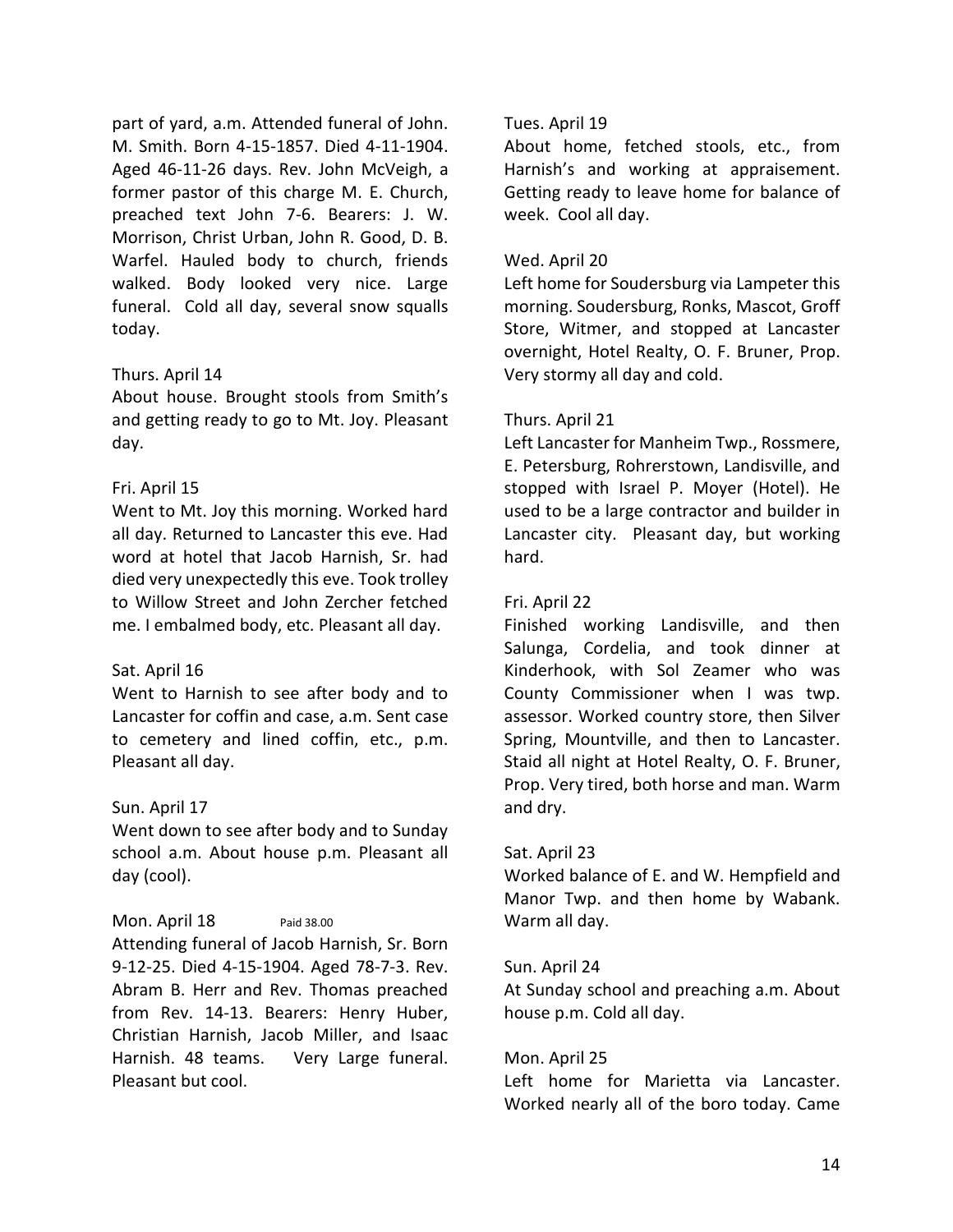part of yard, a.m. Attended funeral of John. M. Smith. Born 4-15-1857. Died 4-11-1904. Aged 46-11-26 days. Rev. John McVeigh, a former pastor of this charge M. E. Church, preached text John 7-6. Bearers: J. W. Morrison, Christ Urban, John R. Good, D. B. Warfel. Hauled body to church, friends walked. Body looked very nice. Large funeral. Cold all day, several snow squalls today.

Thurs. April 14
About house. Brought stools from Smith's and getting ready to go to Mt. Joy. Pleasant day.

Fri. April 15
Went to Mt. Joy this morning. Worked hard all day. Returned to Lancaster this eve. Had word at hotel that Jacob Harnish, Sr. had died very unexpectedly this eve. Took trolley to Willow Street and John Zercher fetched me. I embalmed body, etc. Pleasant all day.

Sat. April 16
Went to Harnish to see after body and to Lancaster for coffin and case, a.m. Sent case to cemetery and lined coffin, etc., p.m. Pleasant all day.

Sun. April 17
Went down to see after body and to Sunday school a.m. About house p.m. Pleasant all day (cool).

Mon. April 18 Paid 38.00
Attending funeral of Jacob Harnish, Sr. Born 9-12-25. Died 4-15-1904. Aged 78-7-3. Rev. Abram B. Herr and Rev. Thomas preached from Rev. 14-13. Bearers: Henry Huber, Christian Harnish, Jacob Miller, and Isaac Harnish. 48 teams. Very Large funeral. Pleasant but cool.

Tues. April 19
About home, fetched stools, etc., from Harnish's and working at appraisement. Getting ready to leave home for balance of week. Cool all day.

Wed. April 20
Left home for Soudersburg via Lampeter this morning. Soudersburg, Ronks, Mascot, Groff Store, Witmer, and stopped at Lancaster overnight, Hotel Realty, O. F. Bruner, Prop. Very stormy all day and cold.

Thurs. April 21
Left Lancaster for Manheim Twp., Rossmere, E. Petersburg, Rohrerstown, Landisville, and stopped with Israel P. Moyer (Hotel). He used to be a large contractor and builder in Lancaster city. Pleasant day, but working hard.

Fri. April 22
Finished working Landisville, and then Salunga, Cordelia, and took dinner at Kinderhook, with Sol Zeamer who was County Commissioner when I was twp. assessor. Worked country store, then Silver Spring, Mountville, and then to Lancaster. Staid all night at Hotel Realty, O. F. Bruner, Prop. Very tired, both horse and man. Warm and dry.

Sat. April 23
Worked balance of E. and W. Hempfield and Manor Twp. and then home by Wabank. Warm all day.

Sun. April 24
At Sunday school and preaching a.m. About house p.m. Cold all day.

Mon. April 25
Left home for Marietta via Lancaster. Worked nearly all of the boro today. Came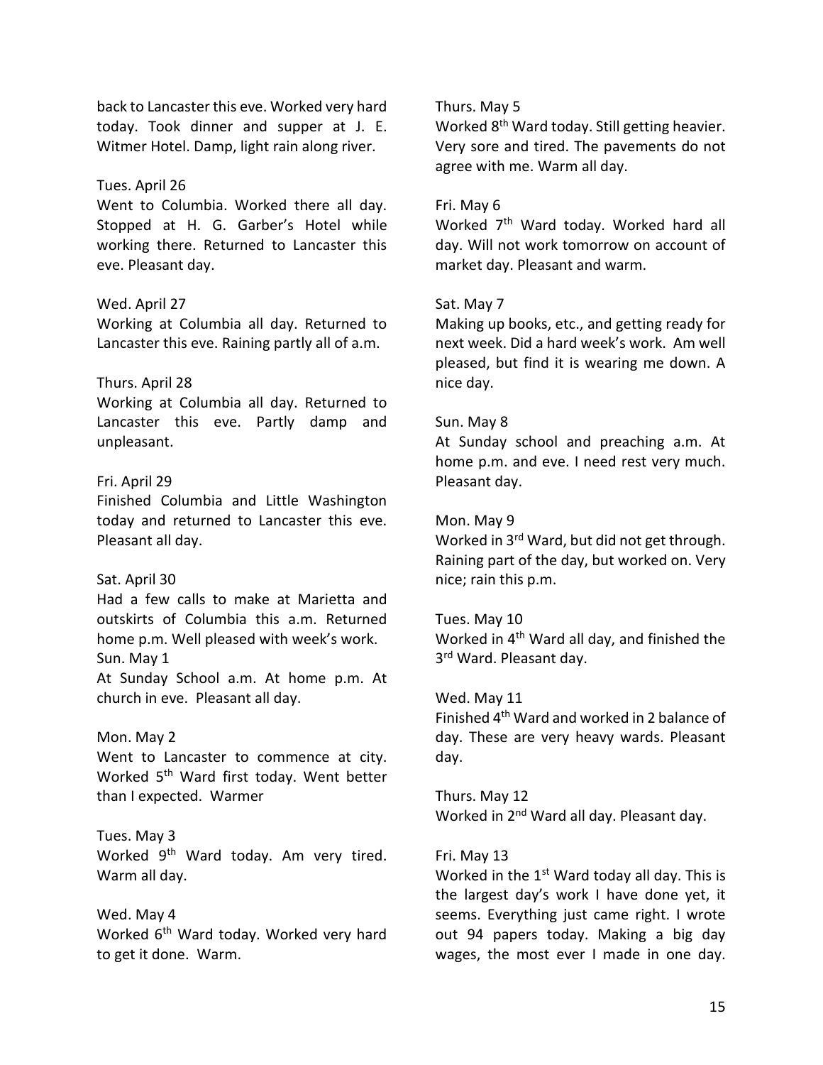back to Lancaster this eve. Worked very hard today. Took dinner and supper at J. E. Witmer Hotel. Damp, light rain along river.

Tues. April 26
Went to Columbia. Worked there all day. Stopped at H. G. Garber's Hotel while working there. Returned to Lancaster this eve. Pleasant day.

Wed. April 27
Working at Columbia all day. Returned to Lancaster this eve. Raining partly all of a.m.

Thurs. April 28
Working at Columbia all day. Returned to Lancaster this eve. Partly damp and unpleasant.

Fri. April 29
Finished Columbia and Little Washington today and returned to Lancaster this eve. Pleasant all day.

Sat. April 30
Had a few calls to make at Marietta and outskirts of Columbia this a.m. Returned home p.m. Well pleased with week's work.

Sun. May 1
At Sunday School a.m. At home p.m. At church in eve. Pleasant all day.

Mon. May 2
Went to Lancaster to commence at city. Worked 5th Ward first today. Went better than I expected. Warmer

Tues. May 3
Worked 9th Ward today. Am very tired. Warm all day.

Wed. May 4
Worked 6th Ward today. Worked very hard to get it done. Warm.

Thurs. May 5
Worked 8th Ward today. Still getting heavier. Very sore and tired. The pavements do not agree with me. Warm all day.

Fri. May 6
Worked 7th Ward today. Worked hard all day. Will not work tomorrow on account of market day. Pleasant and warm.

Sat. May 7
Making up books, etc., and getting ready for next week. Did a hard week's work. Am well pleased, but find it is wearing me down. A nice day.

Sun. May 8
At Sunday school and preaching a.m. At home p.m. and eve. I need rest very much. Pleasant day.

Mon. May 9
Worked in 3rd Ward, but did not get through. Raining part of the day, but worked on. Very nice; rain this p.m.

Tues. May 10
Worked in 4th Ward all day, and finished the 3rd Ward. Pleasant day.

Wed. May 11
Finished 4th Ward and worked in 2 balance of day. These are very heavy wards. Pleasant day.

Thurs. May 12
Worked in 2nd Ward all day. Pleasant day.

Fri. May 13
Worked in the 1st Ward today all day. This is the largest day's work I have done yet, it seems. Everything just came right. I wrote out 94 papers today. Making a big day wages, the most ever I made in one day.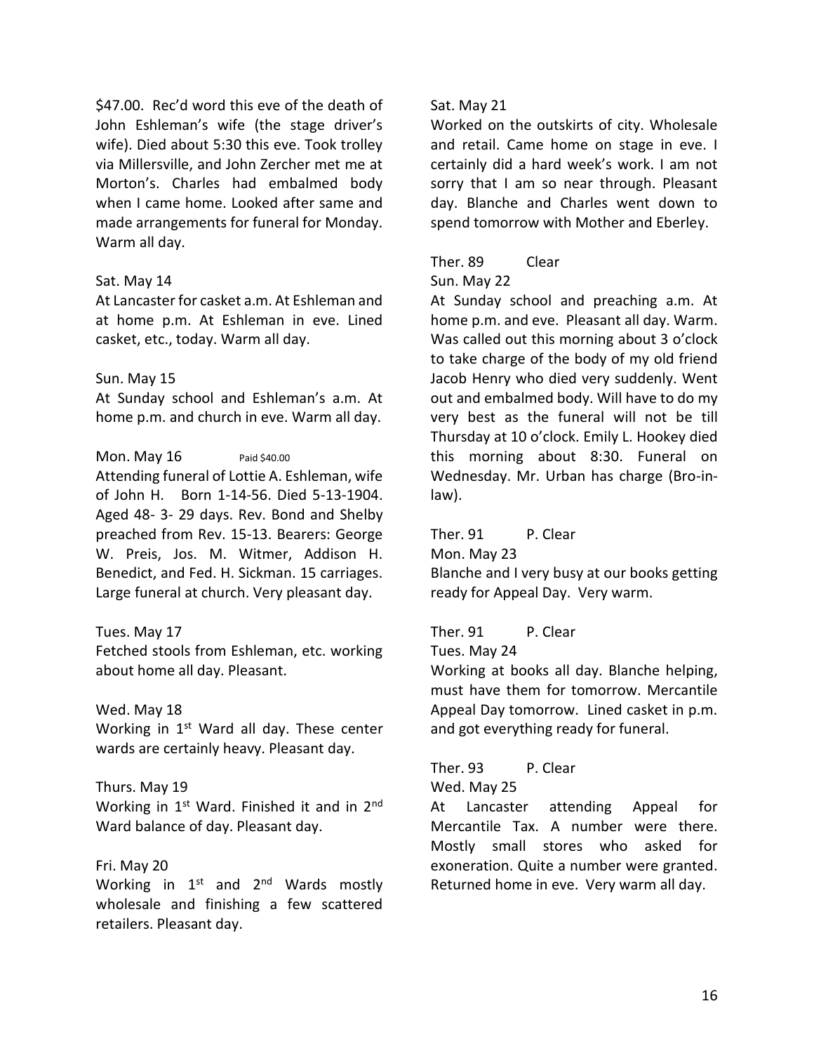$47.00. Rec'd word this eve of the death of John Eshleman's wife (the stage driver's wife). Died about 5:30 this eve. Took trolley via Millersville, and John Zercher met me at Morton's. Charles had embalmed body when I came home. Looked after same and made arrangements for funeral for Monday. Warm all day.

Sat. May 14

At Lancaster for casket a.m. At Eshleman and at home p.m. At Eshleman in eve. Lined casket, etc., today. Warm all day.

Sun. May 15

At Sunday school and Eshleman's a.m. At home p.m. and church in eve. Warm all day.

Mon. May 16 Paid $40.00

Attending funeral of Lottie A. Eshleman, wife of John H. Born 1-14-56. Died 5-13-1904. Aged 48- 3- 29 days. Rev. Bond and Shelby preached from Rev. 15-13. Bearers: George W. Preis, Jos. M. Witmer, Addison H. Benedict, and Fed. H. Sickman. 15 carriages. Large funeral at church. Very pleasant day.

Tues. May 17

Fetched stools from Eshleman, etc. working about home all day. Pleasant.

Wed. May 18

Working in 1st Ward all day. These center wards are certainly heavy. Pleasant day.

Thurs. May 19

Working in 1st Ward. Finished it and in 2nd Ward balance of day. Pleasant day.

Fri. May 20

Working in 1st and 2nd Wards mostly wholesale and finishing a few scattered retailers. Pleasant day.

Sat. May 21

Worked on the outskirts of city. Wholesale and retail. Came home on stage in eve. I certainly did a hard week's work. I am not sorry that I am so near through. Pleasant day. Blanche and Charles went down to spend tomorrow with Mother and Eberley.

Ther. 89 Clear

Sun. May 22

At Sunday school and preaching a.m. At home p.m. and eve. Pleasant all day. Warm. Was called out this morning about 3 o'clock to take charge of the body of my old friend Jacob Henry who died very suddenly. Went out and embalmed body. Will have to do my very best as the funeral will not be till Thursday at 10 o'clock. Emily L. Hookey died this morning about 8:30. Funeral on Wednesday. Mr. Urban has charge (Bro-in-law).

Ther. 91 P. Clear

Mon. May 23

Blanche and I very busy at our books getting ready for Appeal Day. Very warm.

Ther. 91 P. Clear

Tues. May 24

Working at books all day. Blanche helping, must have them for tomorrow. Mercantile Appeal Day tomorrow. Lined casket in p.m. and got everything ready for funeral.

Ther. 93 P. Clear

Wed. May 25

At Lancaster attending Appeal for Mercantile Tax. A number were there. Mostly small stores who asked for exoneration. Quite a number were granted. Returned home in eve. Very warm all day.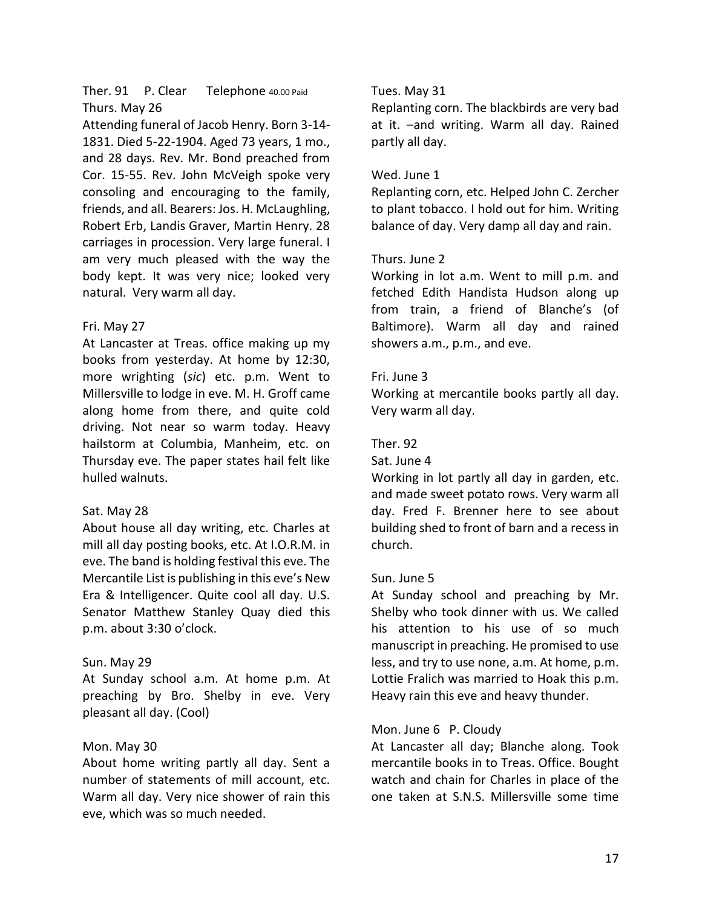Ther. 91  P. Clear  Telephone 40.00 Paid
Thurs. May 26
Attending funeral of Jacob Henry. Born 3-14-1831. Died 5-22-1904. Aged 73 years, 1 mo., and 28 days. Rev. Mr. Bond preached from Cor. 15-55. Rev. John McVeigh spoke very consoling and encouraging to the family, friends, and all. Bearers: Jos. H. McLaughling, Robert Erb, Landis Graver, Martin Henry. 28 carriages in procession. Very large funeral. I am very much pleased with the way the body kept. It was very nice; looked very natural. Very warm all day.

Fri. May 27
At Lancaster at Treas. office making up my books from yesterday. At home by 12:30, more wrighting (*sic*) etc. p.m. Went to Millersville to lodge in eve. M. H. Groff came along home from there, and quite cold driving. Not near so warm today. Heavy hailstorm at Columbia, Manheim, etc. on Thursday eve. The paper states hail felt like hulled walnuts.

Sat. May 28
About house all day writing, etc. Charles at mill all day posting books, etc. At I.O.R.M. in eve. The band is holding festival this eve. The Mercantile List is publishing in this eve's New Era & Intelligencer. Quite cool all day. U.S. Senator Matthew Stanley Quay died this p.m. about 3:30 o'clock.

Sun. May 29
At Sunday school a.m. At home p.m. At preaching by Bro. Shelby in eve. Very pleasant all day. (Cool)

Mon. May 30
About home writing partly all day. Sent a number of statements of mill account, etc. Warm all day. Very nice shower of rain this eve, which was so much needed.

Tues. May 31
Replanting corn. The blackbirds are very bad at it. –and writing. Warm all day. Rained partly all day.

Wed. June 1
Replanting corn, etc. Helped John C. Zercher to plant tobacco. I hold out for him. Writing balance of day. Very damp all day and rain.

Thurs. June 2
Working in lot a.m. Went to mill p.m. and fetched Edith Handista Hudson along up from train, a friend of Blanche's (of Baltimore). Warm all day and rained showers a.m., p.m., and eve.

Fri. June 3
Working at mercantile books partly all day. Very warm all day.

Ther. 92
Sat. June 4
Working in lot partly all day in garden, etc. and made sweet potato rows. Very warm all day. Fred F. Brenner here to see about building shed to front of barn and a recess in church.

Sun. June 5
At Sunday school and preaching by Mr. Shelby who took dinner with us. We called his attention to his use of so much manuscript in preaching. He promised to use less, and try to use none, a.m. At home, p.m. Lottie Fralich was married to Hoak this p.m. Heavy rain this eve and heavy thunder.

Mon. June 6  P. Cloudy
At Lancaster all day; Blanche along. Took mercantile books in to Treas. Office. Bought watch and chain for Charles in place of the one taken at S.N.S. Millersville some time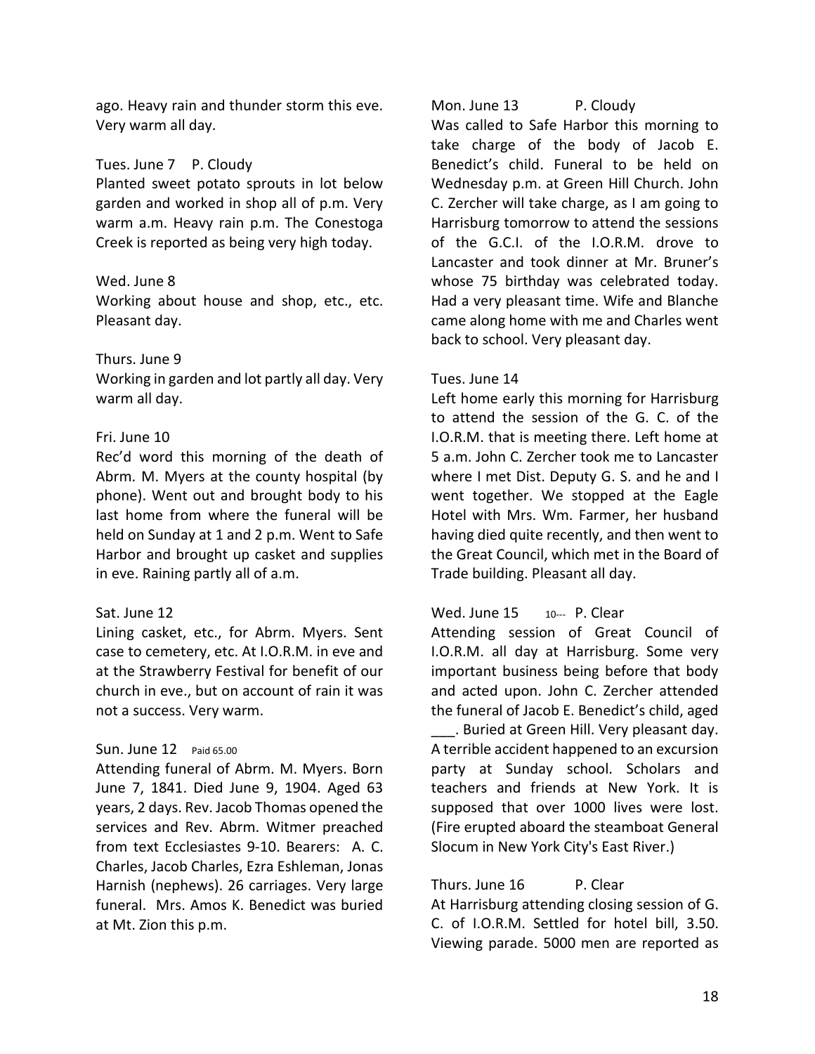ago. Heavy rain and thunder storm this eve. Very warm all day.

Tues. June 7 P. Cloudy
Planted sweet potato sprouts in lot below garden and worked in shop all of p.m. Very warm a.m. Heavy rain p.m. The Conestoga Creek is reported as being very high today.

Wed. June 8
Working about house and shop, etc., etc. Pleasant day.

Thurs. June 9
Working in garden and lot partly all day. Very warm all day.

Fri. June 10
Rec'd word this morning of the death of Abrm. M. Myers at the county hospital (by phone). Went out and brought body to his last home from where the funeral will be held on Sunday at 1 and 2 p.m. Went to Safe Harbor and brought up casket and supplies in eve. Raining partly all of a.m.

Sat. June 12
Lining casket, etc., for Abrm. Myers. Sent case to cemetery, etc. At I.O.R.M. in eve and at the Strawberry Festival for benefit of our church in eve., but on account of rain it was not a success. Very warm.

Sun. June 12 Paid 65.00
Attending funeral of Abrm. M. Myers. Born June 7, 1841. Died June 9, 1904. Aged 63 years, 2 days. Rev. Jacob Thomas opened the services and Rev. Abrm. Witmer preached from text Ecclesiastes 9-10. Bearers: A. C. Charles, Jacob Charles, Ezra Eshleman, Jonas Harnish (nephews). 26 carriages. Very large funeral. Mrs. Amos K. Benedict was buried at Mt. Zion this p.m.

Mon. June 13 P. Cloudy
Was called to Safe Harbor this morning to take charge of the body of Jacob E. Benedict's child. Funeral to be held on Wednesday p.m. at Green Hill Church. John C. Zercher will take charge, as I am going to Harrisburg tomorrow to attend the sessions of the G.C.I. of the I.O.R.M. drove to Lancaster and took dinner at Mr. Bruner's whose 75 birthday was celebrated today. Had a very pleasant time. Wife and Blanche came along home with me and Charles went back to school. Very pleasant day.

Tues. June 14
Left home early this morning for Harrisburg to attend the session of the G. C. of the I.O.R.M. that is meeting there. Left home at 5 a.m. John C. Zercher took me to Lancaster where I met Dist. Deputy G. S. and he and I went together. We stopped at the Eagle Hotel with Mrs. Wm. Farmer, her husband having died quite recently, and then went to the Great Council, which met in the Board of Trade building. Pleasant all day.

Wed. June 15 10--- P. Clear
Attending session of Great Council of I.O.R.M. all day at Harrisburg. Some very important business being before that body and acted upon. John C. Zercher attended the funeral of Jacob E. Benedict's child, aged ___. Buried at Green Hill. Very pleasant day. A terrible accident happened to an excursion party at Sunday school. Scholars and teachers and friends at New York. It is supposed that over 1000 lives were lost. (Fire erupted aboard the steamboat General Slocum in New York City's East River.)

Thurs. June 16 P. Clear
At Harrisburg attending closing session of G. C. of I.O.R.M. Settled for hotel bill, 3.50. Viewing parade. 5000 men are reported as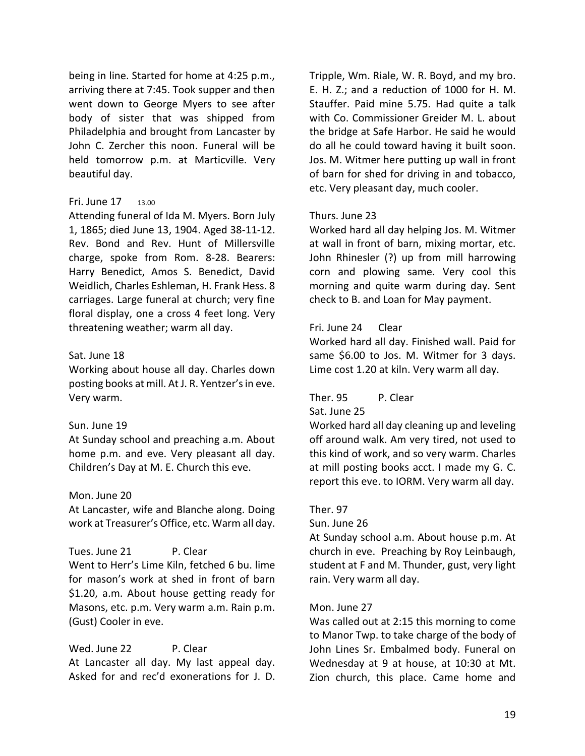being in line. Started for home at 4:25 p.m., arriving there at 7:45. Took supper and then went down to George Myers to see after body of sister that was shipped from Philadelphia and brought from Lancaster by John C. Zercher this noon. Funeral will be held tomorrow p.m. at Marticville. Very beautiful day.

Fri. June 17 13.00
Attending funeral of Ida M. Myers. Born July 1, 1865; died June 13, 1904. Aged 38-11-12. Rev. Bond and Rev. Hunt of Millersville charge, spoke from Rom. 8-28. Bearers: Harry Benedict, Amos S. Benedict, David Weidlich, Charles Eshleman, H. Frank Hess. 8 carriages. Large funeral at church; very fine floral display, one a cross 4 feet long. Very threatening weather; warm all day.

Sat. June 18
Working about house all day. Charles down posting books at mill. At J. R. Yentzer's in eve. Very warm.

Sun. June 19
At Sunday school and preaching a.m. About home p.m. and eve. Very pleasant all day. Children's Day at M. E. Church this eve.

Mon. June 20
At Lancaster, wife and Blanche along. Doing work at Treasurer's Office, etc. Warm all day.

Tues. June 21 P. Clear
Went to Herr's Lime Kiln, fetched 6 bu. lime for mason's work at shed in front of barn $1.20, a.m. About house getting ready for Masons, etc. p.m. Very warm a.m. Rain p.m. (Gust) Cooler in eve.

Wed. June 22 P. Clear
At Lancaster all day. My last appeal day. Asked for and rec'd exonerations for J. D. Tripple, Wm. Riale, W. R. Boyd, and my bro. E. H. Z.; and a reduction of 1000 for H. M. Stauffer. Paid mine 5.75. Had quite a talk with Co. Commissioner Greider M. L. about the bridge at Safe Harbor. He said he would do all he could toward having it built soon. Jos. M. Witmer here putting up wall in front of barn for shed for driving in and tobacco, etc. Very pleasant day, much cooler.

Thurs. June 23
Worked hard all day helping Jos. M. Witmer at wall in front of barn, mixing mortar, etc. John Rhinesler (?) up from mill harrowing corn and plowing same. Very cool this morning and quite warm during day. Sent check to B. and Loan for May payment.

Fri. June 24 Clear
Worked hard all day. Finished wall. Paid for same $6.00 to Jos. M. Witmer for 3 days. Lime cost 1.20 at kiln. Very warm all day.

Ther. 95 P. Clear
Sat. June 25
Worked hard all day cleaning up and leveling off around walk. Am very tired, not used to this kind of work, and so very warm. Charles at mill posting books acct. I made my G. C. report this eve. to IORM. Very warm all day.

Ther. 97
Sun. June 26
At Sunday school a.m. About house p.m. At church in eve. Preaching by Roy Leinbaugh, student at F and M. Thunder, gust, very light rain. Very warm all day.

Mon. June 27
Was called out at 2:15 this morning to come to Manor Twp. to take charge of the body of John Lines Sr. Embalmed body. Funeral on Wednesday at 9 at house, at 10:30 at Mt. Zion church, this place. Came home and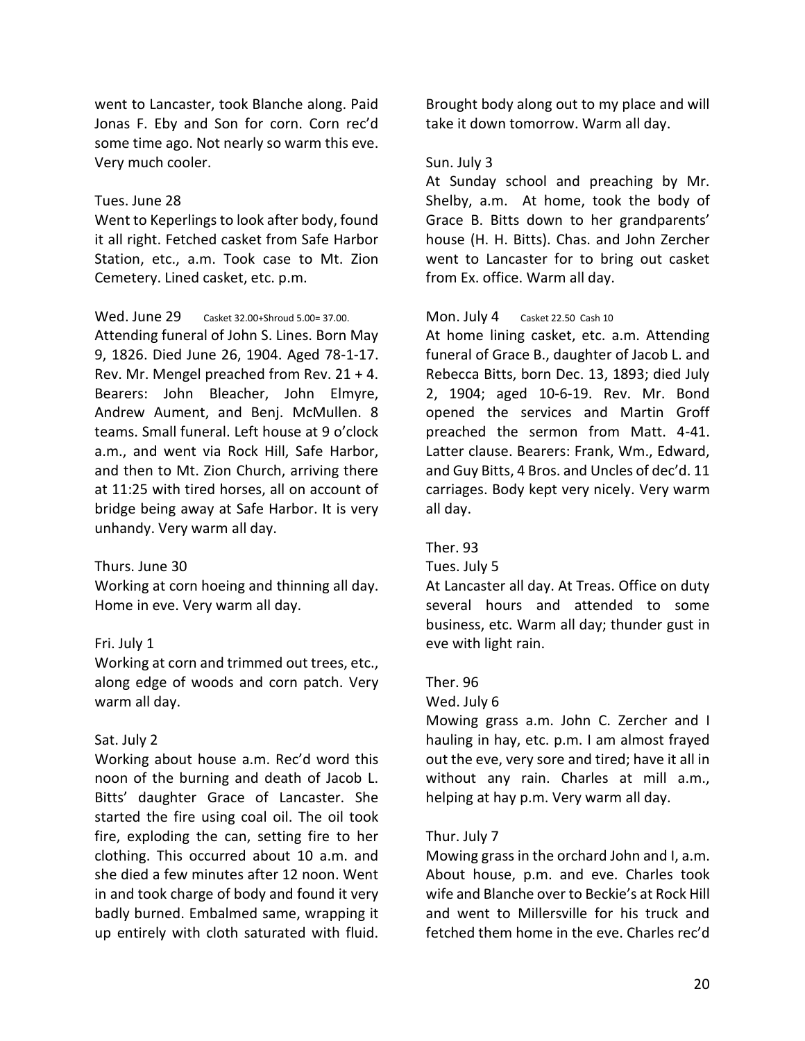went to Lancaster, took Blanche along. Paid Jonas F. Eby and Son for corn. Corn rec'd some time ago. Not nearly so warm this eve. Very much cooler.

Tues. June 28
Went to Keperlings to look after body, found it all right. Fetched casket from Safe Harbor Station, etc., a.m. Took case to Mt. Zion Cemetery. Lined casket, etc. p.m.

Wed. June 29 Casket 32.00+Shroud 5.00= 37.00.
Attending funeral of John S. Lines. Born May 9, 1826. Died June 26, 1904. Aged 78-1-17. Rev. Mr. Mengel preached from Rev. 21 + 4. Bearers: John Bleacher, John Elmyre, Andrew Aument, and Benj. McMullen. 8 teams. Small funeral. Left house at 9 o'clock a.m., and went via Rock Hill, Safe Harbor, and then to Mt. Zion Church, arriving there at 11:25 with tired horses, all on account of bridge being away at Safe Harbor. It is very unhandy. Very warm all day.

Thurs. June 30
Working at corn hoeing and thinning all day. Home in eve. Very warm all day.

Fri. July 1
Working at corn and trimmed out trees, etc., along edge of woods and corn patch. Very warm all day.

Sat. July 2
Working about house a.m. Rec'd word this noon of the burning and death of Jacob L. Bitts' daughter Grace of Lancaster. She started the fire using coal oil. The oil took fire, exploding the can, setting fire to her clothing. This occurred about 10 a.m. and she died a few minutes after 12 noon. Went in and took charge of body and found it very badly burned. Embalmed same, wrapping it up entirely with cloth saturated with fluid. Brought body along out to my place and will take it down tomorrow. Warm all day.

Sun. July 3
At Sunday school and preaching by Mr. Shelby, a.m. At home, took the body of Grace B. Bitts down to her grandparents' house (H. H. Bitts). Chas. and John Zercher went to Lancaster for to bring out casket from Ex. office. Warm all day.

Mon. July 4 Casket 22.50 Cash 10
At home lining casket, etc. a.m. Attending funeral of Grace B., daughter of Jacob L. and Rebecca Bitts, born Dec. 13, 1893; died July 2, 1904; aged 10-6-19. Rev. Mr. Bond opened the services and Martin Groff preached the sermon from Matt. 4-41. Latter clause. Bearers: Frank, Wm., Edward, and Guy Bitts, 4 Bros. and Uncles of dec'd. 11 carriages. Body kept very nicely. Very warm all day.

Ther. 93
Tues. July 5
At Lancaster all day. At Treas. Office on duty several hours and attended to some business, etc. Warm all day; thunder gust in eve with light rain.

Ther. 96
Wed. July 6
Mowing grass a.m. John C. Zercher and I hauling in hay, etc. p.m. I am almost frayed out the eve, very sore and tired; have it all in without any rain. Charles at mill a.m., helping at hay p.m. Very warm all day.

Thur. July 7
Mowing grass in the orchard John and I, a.m. About house, p.m. and eve. Charles took wife and Blanche over to Beckie's at Rock Hill and went to Millersville for his truck and fetched them home in the eve. Charles rec'd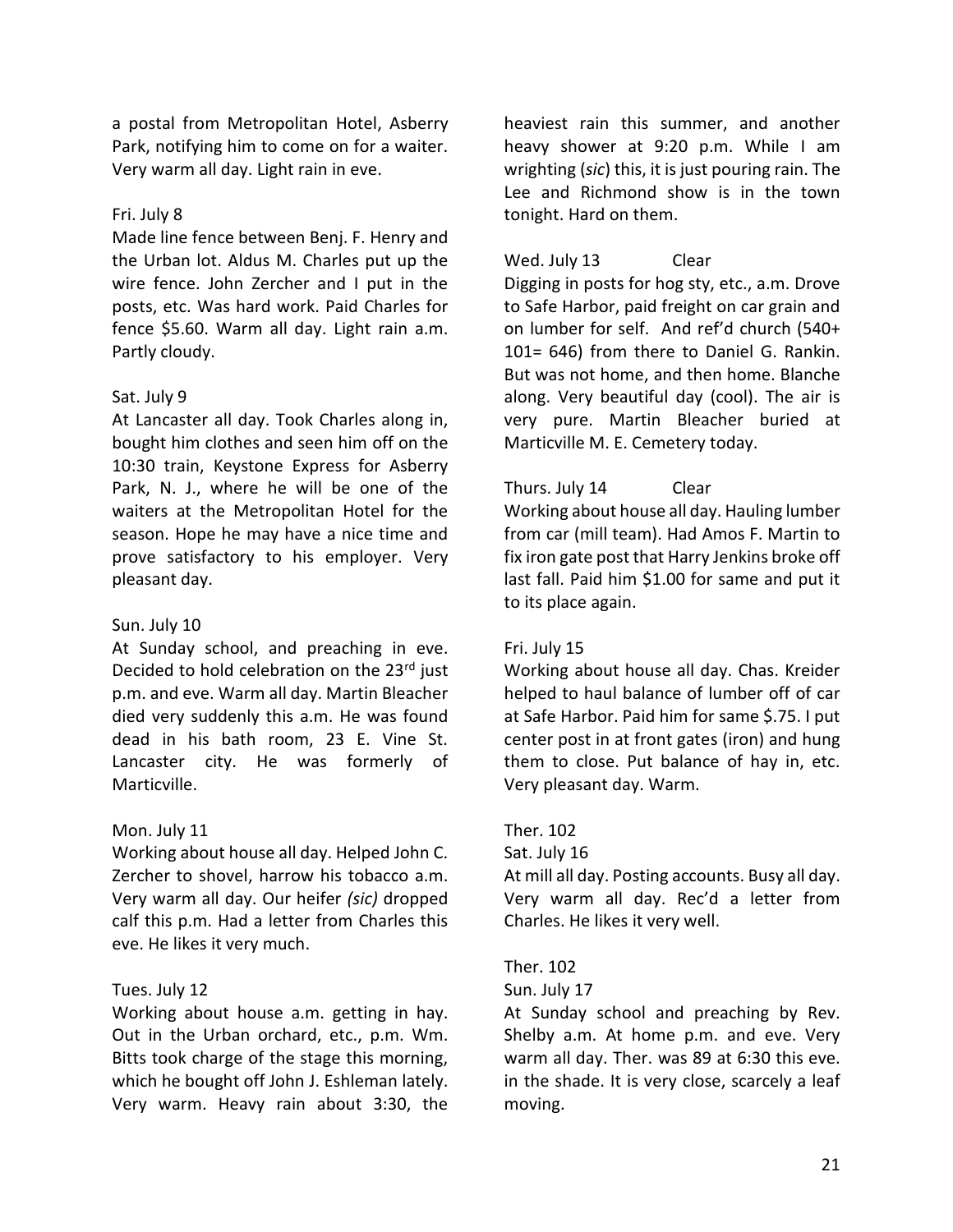a postal from Metropolitan Hotel, Asberry Park, notifying him to come on for a waiter. Very warm all day. Light rain in eve.

Fri. July 8
Made line fence between Benj. F. Henry and the Urban lot. Aldus M. Charles put up the wire fence. John Zercher and I put in the posts, etc. Was hard work. Paid Charles for fence $5.60. Warm all day. Light rain a.m. Partly cloudy.

Sat. July 9
At Lancaster all day. Took Charles along in, bought him clothes and seen him off on the 10:30 train, Keystone Express for Asberry Park, N. J., where he will be one of the waiters at the Metropolitan Hotel for the season. Hope he may have a nice time and prove satisfactory to his employer. Very pleasant day.

Sun. July 10
At Sunday school, and preaching in eve. Decided to hold celebration on the 23rd just p.m. and eve. Warm all day. Martin Bleacher died very suddenly this a.m. He was found dead in his bath room, 23 E. Vine St. Lancaster city. He was formerly of Marticville.

Mon. July 11
Working about house all day. Helped John C. Zercher to shovel, harrow his tobacco a.m. Very warm all day. Our heifer *(sic)* dropped calf this p.m. Had a letter from Charles this eve. He likes it very much.

Tues. July 12
Working about house a.m. getting in hay. Out in the Urban orchard, etc., p.m. Wm. Bitts took charge of the stage this morning, which he bought off John J. Eshleman lately. Very warm. Heavy rain about 3:30, the heaviest rain this summer, and another heavy shower at 9:20 p.m. While I am wrighting (*sic*) this, it is just pouring rain. The Lee and Richmond show is in the town tonight. Hard on them.

Wed. July 13 Clear
Digging in posts for hog sty, etc., a.m. Drove to Safe Harbor, paid freight on car grain and on lumber for self. And ref'd church (540+ 101= 646) from there to Daniel G. Rankin. But was not home, and then home. Blanche along. Very beautiful day (cool). The air is very pure. Martin Bleacher buried at Marticville M. E. Cemetery today.

Thurs. July 14 Clear
Working about house all day. Hauling lumber from car (mill team). Had Amos F. Martin to fix iron gate post that Harry Jenkins broke off last fall. Paid him $1.00 for same and put it to its place again.

Fri. July 15
Working about house all day. Chas. Kreider helped to haul balance of lumber off of car at Safe Harbor. Paid him for same $.75. I put center post in at front gates (iron) and hung them to close. Put balance of hay in, etc. Very pleasant day. Warm.

Ther. 102
Sat. July 16
At mill all day. Posting accounts. Busy all day. Very warm all day. Rec'd a letter from Charles. He likes it very well.

Ther. 102
Sun. July 17
At Sunday school and preaching by Rev. Shelby a.m. At home p.m. and eve. Very warm all day. Ther. was 89 at 6:30 this eve. in the shade. It is very close, scarcely a leaf moving.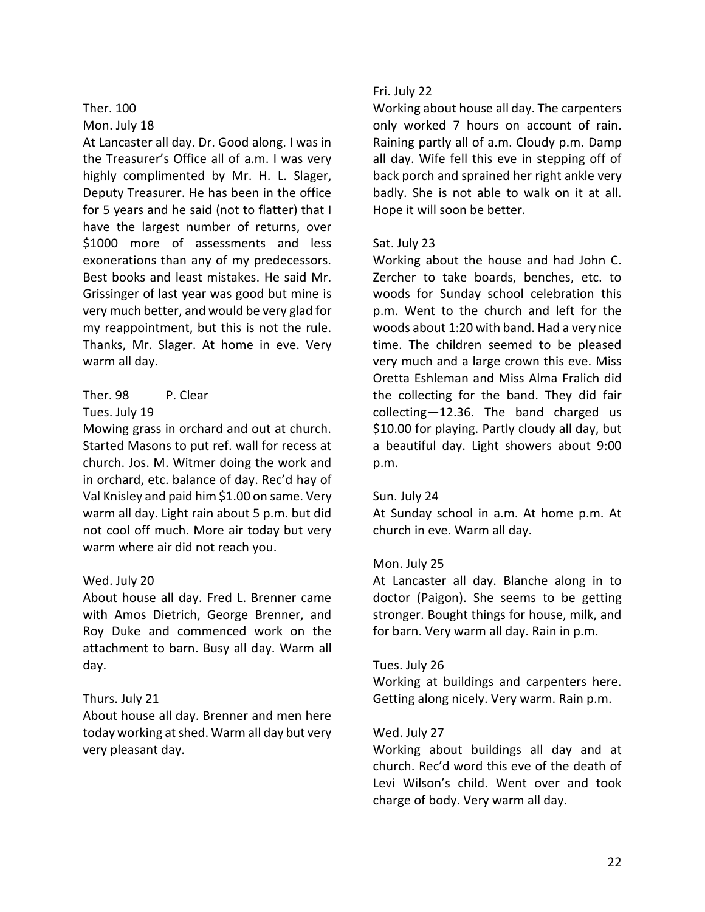Ther. 100

Mon. July 18

At Lancaster all day. Dr. Good along. I was in the Treasurer's Office all of a.m. I was very highly complimented by Mr. H. L. Slager, Deputy Treasurer. He has been in the office for 5 years and he said (not to flatter) that I have the largest number of returns, over $1000 more of assessments and less exonerations than any of my predecessors. Best books and least mistakes. He said Mr. Grissinger of last year was good but mine is very much better, and would be very glad for my reappointment, but this is not the rule. Thanks, Mr. Slager. At home in eve. Very warm all day.

Ther. 98 P. Clear

Tues. July 19

Mowing grass in orchard and out at church. Started Masons to put ref. wall for recess at church. Jos. M. Witmer doing the work and in orchard, etc. balance of day. Rec'd hay of Val Knisley and paid him $1.00 on same. Very warm all day. Light rain about 5 p.m. but did not cool off much. More air today but very warm where air did not reach you.

Wed. July 20

About house all day. Fred L. Brenner came with Amos Dietrich, George Brenner, and Roy Duke and commenced work on the attachment to barn. Busy all day. Warm all day.

Thurs. July 21

About house all day. Brenner and men here today working at shed. Warm all day but very very pleasant day.

Fri. July 22

Working about house all day. The carpenters only worked 7 hours on account of rain. Raining partly all of a.m. Cloudy p.m. Damp all day. Wife fell this eve in stepping off of back porch and sprained her right ankle very badly. She is not able to walk on it at all. Hope it will soon be better.

Sat. July 23

Working about the house and had John C. Zercher to take boards, benches, etc. to woods for Sunday school celebration this p.m. Went to the church and left for the woods about 1:20 with band. Had a very nice time. The children seemed to be pleased very much and a large crown this eve. Miss Oretta Eshleman and Miss Alma Fralich did the collecting for the band. They did fair collecting—12.36. The band charged us $10.00 for playing. Partly cloudy all day, but a beautiful day. Light showers about 9:00 p.m.

Sun. July 24

At Sunday school in a.m. At home p.m. At church in eve. Warm all day.

Mon. July 25

At Lancaster all day. Blanche along in to doctor (Paigon). She seems to be getting stronger. Bought things for house, milk, and for barn. Very warm all day. Rain in p.m.

Tues. July 26

Working at buildings and carpenters here. Getting along nicely. Very warm. Rain p.m.

Wed. July 27

Working about buildings all day and at church. Rec'd word this eve of the death of Levi Wilson's child. Went over and took charge of body. Very warm all day.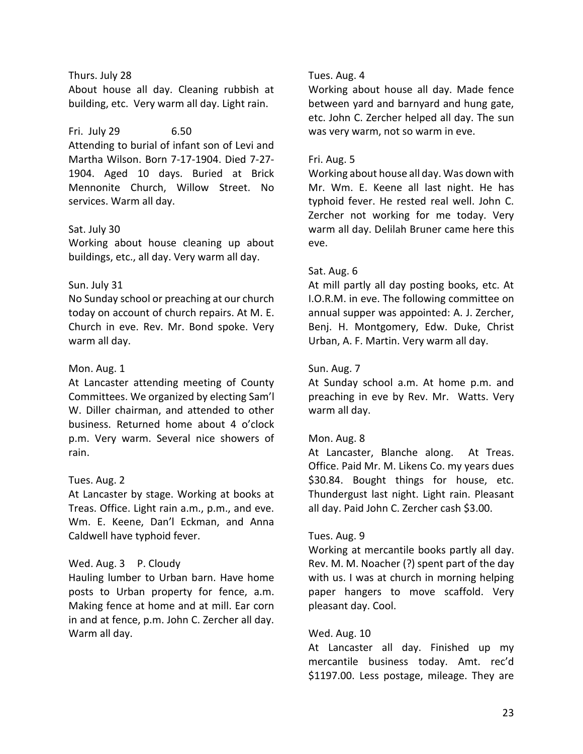Thurs. July 28
About house all day. Cleaning rubbish at building, etc. Very warm all day. Light rain.

Fri. July 29 6.50
Attending to burial of infant son of Levi and Martha Wilson. Born 7-17-1904. Died 7-27-1904. Aged 10 days. Buried at Brick Mennonite Church, Willow Street. No services. Warm all day.

Sat. July 30
Working about house cleaning up about buildings, etc., all day. Very warm all day.

Sun. July 31
No Sunday school or preaching at our church today on account of church repairs. At M. E. Church in eve. Rev. Mr. Bond spoke. Very warm all day.

Mon. Aug. 1
At Lancaster attending meeting of County Committees. We organized by electing Sam'l W. Diller chairman, and attended to other business. Returned home about 4 o'clock p.m. Very warm. Several nice showers of rain.

Tues. Aug. 2
At Lancaster by stage. Working at books at Treas. Office. Light rain a.m., p.m., and eve. Wm. E. Keene, Dan'l Eckman, and Anna Caldwell have typhoid fever.

Wed. Aug. 3 P. Cloudy
Hauling lumber to Urban barn. Have home posts to Urban property for fence, a.m. Making fence at home and at mill. Ear corn in and at fence, p.m. John C. Zercher all day. Warm all day.

Tues. Aug. 4
Working about house all day. Made fence between yard and barnyard and hung gate, etc. John C. Zercher helped all day. The sun was very warm, not so warm in eve.

Fri. Aug. 5
Working about house all day. Was down with Mr. Wm. E. Keene all last night. He has typhoid fever. He rested real well. John C. Zercher not working for me today. Very warm all day. Delilah Bruner came here this eve.

Sat. Aug. 6
At mill partly all day posting books, etc. At I.O.R.M. in eve. The following committee on annual supper was appointed: A. J. Zercher, Benj. H. Montgomery, Edw. Duke, Christ Urban, A. F. Martin. Very warm all day.

Sun. Aug. 7
At Sunday school a.m. At home p.m. and preaching in eve by Rev. Mr. Watts. Very warm all day.

Mon. Aug. 8
At Lancaster, Blanche along. At Treas. Office. Paid Mr. M. Likens Co. my years dues \$30.84. Bought things for house, etc. Thundergust last night. Light rain. Pleasant all day. Paid John C. Zercher cash \$3.00.

Tues. Aug. 9
Working at mercantile books partly all day. Rev. M. M. Noacher (?) spent part of the day with us. I was at church in morning helping paper hangers to move scaffold. Very pleasant day. Cool.

Wed. Aug. 10
At Lancaster all day. Finished up my mercantile business today. Amt. rec'd \$1197.00. Less postage, mileage. They are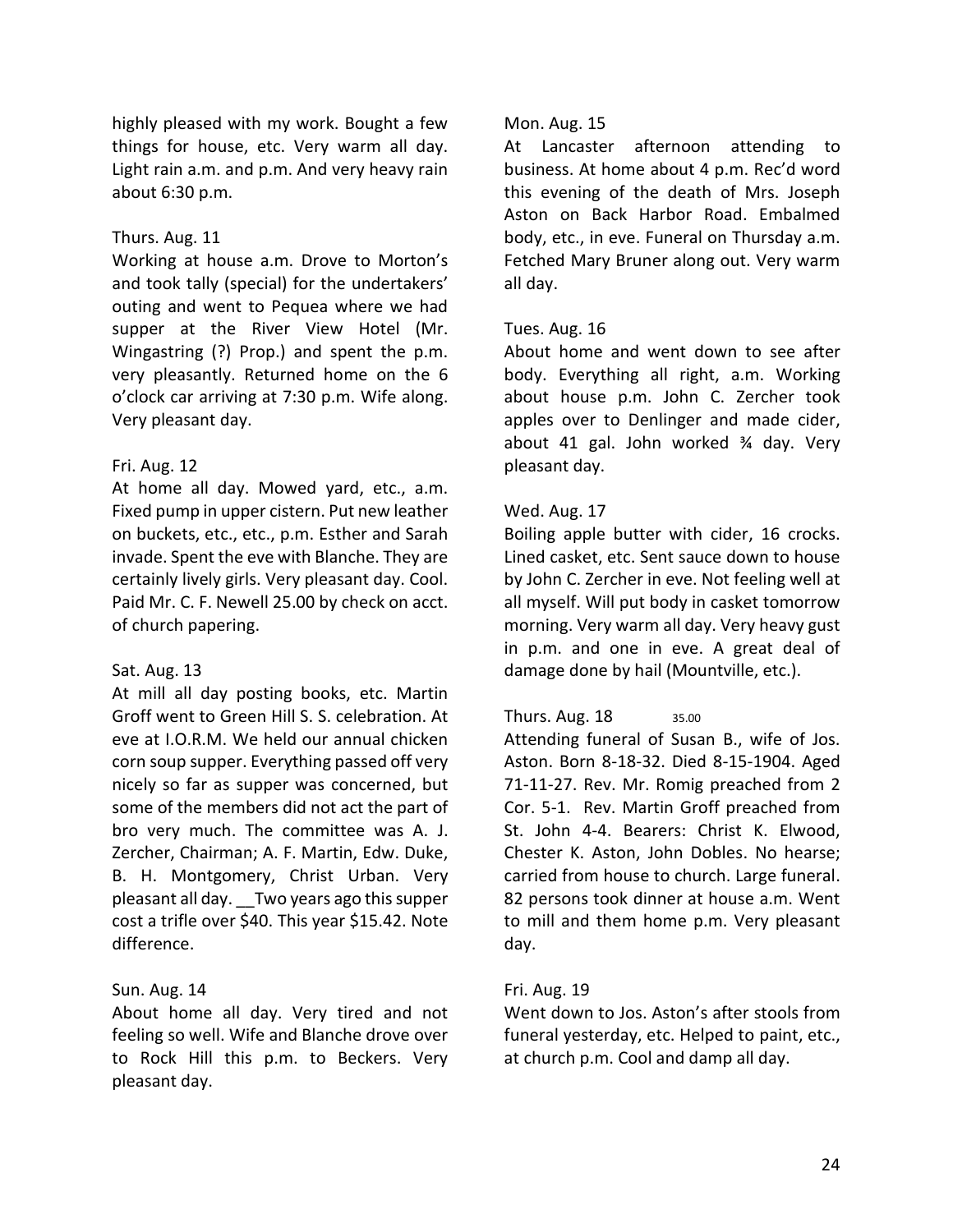highly pleased with my work. Bought a few things for house, etc. Very warm all day. Light rain a.m. and p.m. And very heavy rain about 6:30 p.m.

Thurs. Aug. 11
Working at house a.m. Drove to Morton's and took tally (special) for the undertakers' outing and went to Pequea where we had supper at the River View Hotel (Mr. Wingastring (?) Prop.) and spent the p.m. very pleasantly. Returned home on the 6 o'clock car arriving at 7:30 p.m. Wife along. Very pleasant day.

Fri. Aug. 12
At home all day. Mowed yard, etc., a.m. Fixed pump in upper cistern. Put new leather on buckets, etc., etc., p.m. Esther and Sarah invade. Spent the eve with Blanche. They are certainly lively girls. Very pleasant day. Cool. Paid Mr. C. F. Newell 25.00 by check on acct. of church papering.

Sat. Aug. 13
At mill all day posting books, etc. Martin Groff went to Green Hill S. S. celebration. At eve at I.O.R.M. We held our annual chicken corn soup supper. Everything passed off very nicely so far as supper was concerned, but some of the members did not act the part of bro very much. The committee was A. J. Zercher, Chairman; A. F. Martin, Edw. Duke, B. H. Montgomery, Christ Urban. Very pleasant all day. __Two years ago this supper cost a trifle over $40. This year $15.42. Note difference.

Sun. Aug. 14
About home all day. Very tired and not feeling so well. Wife and Blanche drove over to Rock Hill this p.m. to Beckers. Very pleasant day.

Mon. Aug. 15
At Lancaster afternoon attending to business. At home about 4 p.m. Rec'd word this evening of the death of Mrs. Joseph Aston on Back Harbor Road. Embalmed body, etc., in eve. Funeral on Thursday a.m. Fetched Mary Bruner along out. Very warm all day.

Tues. Aug. 16
About home and went down to see after body. Everything all right, a.m. Working about house p.m. John C. Zercher took apples over to Denlinger and made cider, about 41 gal. John worked ¾ day. Very pleasant day.

Wed. Aug. 17
Boiling apple butter with cider, 16 crocks. Lined casket, etc. Sent sauce down to house by John C. Zercher in eve. Not feeling well at all myself. Will put body in casket tomorrow morning. Very warm all day. Very heavy gust in p.m. and one in eve. A great deal of damage done by hail (Mountville, etc.).

Thurs. Aug. 18 35.00
Attending funeral of Susan B., wife of Jos. Aston. Born 8-18-32. Died 8-15-1904. Aged 71-11-27. Rev. Mr. Romig preached from 2 Cor. 5-1. Rev. Martin Groff preached from St. John 4-4. Bearers: Christ K. Elwood, Chester K. Aston, John Dobles. No hearse; carried from house to church. Large funeral. 82 persons took dinner at house a.m. Went to mill and them home p.m. Very pleasant day.

Fri. Aug. 19
Went down to Jos. Aston's after stools from funeral yesterday, etc. Helped to paint, etc., at church p.m. Cool and damp all day.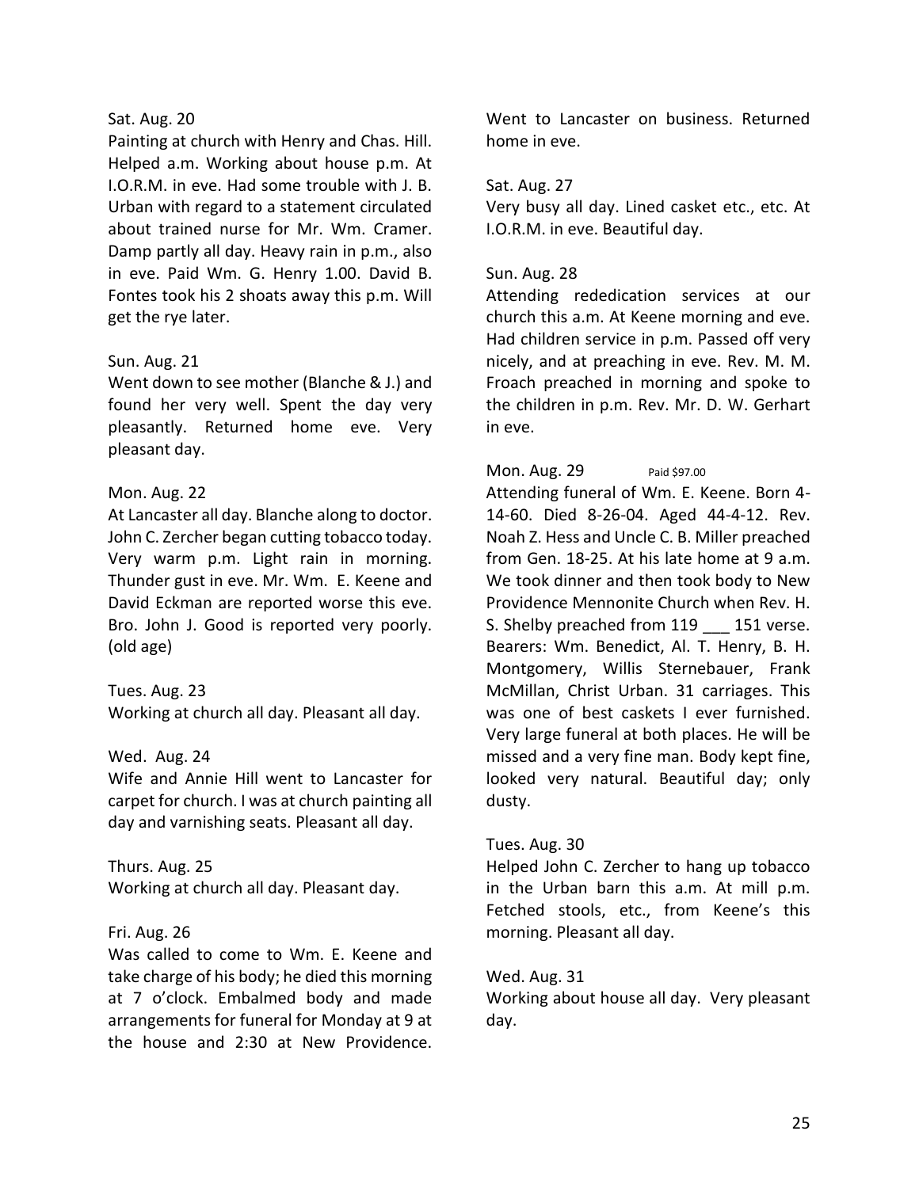Sat. Aug. 20
Painting at church with Henry and Chas. Hill. Helped a.m. Working about house p.m. At I.O.R.M. in eve. Had some trouble with J. B. Urban with regard to a statement circulated about trained nurse for Mr. Wm. Cramer. Damp partly all day. Heavy rain in p.m., also in eve. Paid Wm. G. Henry 1.00. David B. Fontes took his 2 shoats away this p.m. Will get the rye later.

Sun. Aug. 21
Went down to see mother (Blanche & J.) and found her very well. Spent the day very pleasantly. Returned home eve. Very pleasant day.

Mon. Aug. 22
At Lancaster all day. Blanche along to doctor. John C. Zercher began cutting tobacco today. Very warm p.m. Light rain in morning. Thunder gust in eve. Mr. Wm. E. Keene and David Eckman are reported worse this eve. Bro. John J. Good is reported very poorly. (old age)

Tues. Aug. 23
Working at church all day. Pleasant all day.

Wed. Aug. 24
Wife and Annie Hill went to Lancaster for carpet for church. I was at church painting all day and varnishing seats. Pleasant all day.

Thurs. Aug. 25
Working at church all day. Pleasant day.

Fri. Aug. 26
Was called to come to Wm. E. Keene and take charge of his body; he died this morning at 7 o'clock. Embalmed body and made arrangements for funeral for Monday at 9 at the house and 2:30 at New Providence. Went to Lancaster on business. Returned home in eve.

Sat. Aug. 27
Very busy all day. Lined casket etc., etc. At I.O.R.M. in eve. Beautiful day.

Sun. Aug. 28
Attending rededication services at our church this a.m. At Keene morning and eve. Had children service in p.m. Passed off very nicely, and at preaching in eve. Rev. M. M. Froach preached in morning and spoke to the children in p.m. Rev. Mr. D. W. Gerhart in eve.

Mon. Aug. 29 Paid $97.00
Attending funeral of Wm. E. Keene. Born 4-14-60. Died 8-26-04. Aged 44-4-12. Rev. Noah Z. Hess and Uncle C. B. Miller preached from Gen. 18-25. At his late home at 9 a.m. We took dinner and then took body to New Providence Mennonite Church when Rev. H. S. Shelby preached from 119 ___ 151 verse. Bearers: Wm. Benedict, Al. T. Henry, B. H. Montgomery, Willis Sternebauer, Frank McMillan, Christ Urban. 31 carriages. This was one of best caskets I ever furnished. Very large funeral at both places. He will be missed and a very fine man. Body kept fine, looked very natural. Beautiful day; only dusty.

Tues. Aug. 30
Helped John C. Zercher to hang up tobacco in the Urban barn this a.m. At mill p.m. Fetched stools, etc., from Keene's this morning. Pleasant all day.

Wed. Aug. 31
Working about house all day. Very pleasant day.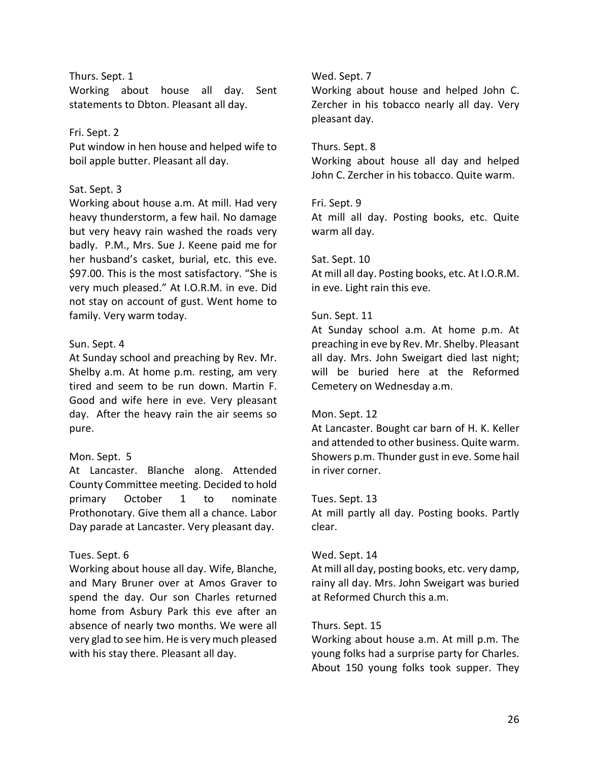Thurs. Sept. 1
Working about house all day. Sent statements to Dbton. Pleasant all day.

Fri. Sept. 2
Put window in hen house and helped wife to boil apple butter. Pleasant all day.

Sat. Sept. 3
Working about house a.m. At mill. Had very heavy thunderstorm, a few hail. No damage but very heavy rain washed the roads very badly. P.M., Mrs. Sue J. Keene paid me for her husband's casket, burial, etc. this eve. $97.00. This is the most satisfactory. "She is very much pleased." At I.O.R.M. in eve. Did not stay on account of gust. Went home to family. Very warm today.

Sun. Sept. 4
At Sunday school and preaching by Rev. Mr. Shelby a.m. At home p.m. resting, am very tired and seem to be run down. Martin F. Good and wife here in eve. Very pleasant day. After the heavy rain the air seems so pure.

Mon. Sept. 5
At Lancaster. Blanche along. Attended County Committee meeting. Decided to hold primary October 1 to nominate Prothonotary. Give them all a chance. Labor Day parade at Lancaster. Very pleasant day.

Tues. Sept. 6
Working about house all day. Wife, Blanche, and Mary Bruner over at Amos Graver to spend the day. Our son Charles returned home from Asbury Park this eve after an absence of nearly two months. We were all very glad to see him. He is very much pleased with his stay there. Pleasant all day.

Wed. Sept. 7
Working about house and helped John C. Zercher in his tobacco nearly all day. Very pleasant day.

Thurs. Sept. 8
Working about house all day and helped John C. Zercher in his tobacco. Quite warm.

Fri. Sept. 9
At mill all day. Posting books, etc. Quite warm all day.

Sat. Sept. 10
At mill all day. Posting books, etc. At I.O.R.M. in eve. Light rain this eve.

Sun. Sept. 11
At Sunday school a.m. At home p.m. At preaching in eve by Rev. Mr. Shelby. Pleasant all day. Mrs. John Sweigart died last night; will be buried here at the Reformed Cemetery on Wednesday a.m.

Mon. Sept. 12
At Lancaster. Bought car barn of H. K. Keller and attended to other business. Quite warm. Showers p.m. Thunder gust in eve. Some hail in river corner.

Tues. Sept. 13
At mill partly all day. Posting books. Partly clear.

Wed. Sept. 14
At mill all day, posting books, etc. very damp, rainy all day. Mrs. John Sweigart was buried at Reformed Church this a.m.

Thurs. Sept. 15
Working about house a.m. At mill p.m. The young folks had a surprise party for Charles. About 150 young folks took supper. They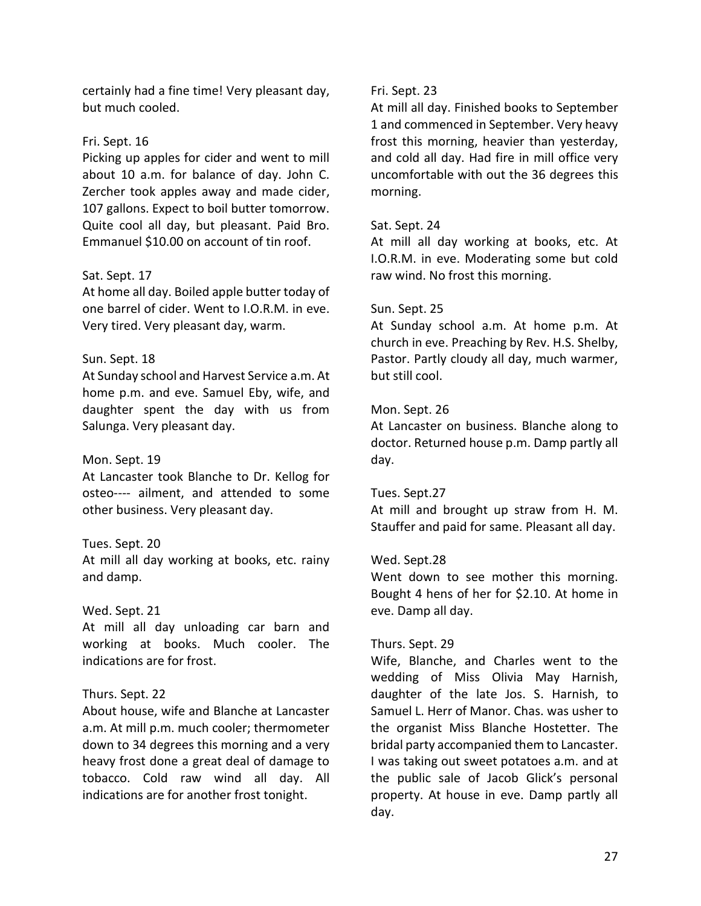certainly had a fine time! Very pleasant day, but much cooled.

Fri. Sept. 16
Picking up apples for cider and went to mill about 10 a.m. for balance of day. John C. Zercher took apples away and made cider, 107 gallons. Expect to boil butter tomorrow. Quite cool all day, but pleasant. Paid Bro. Emmanuel $10.00 on account of tin roof.

Sat. Sept. 17
At home all day. Boiled apple butter today of one barrel of cider. Went to I.O.R.M. in eve. Very tired. Very pleasant day, warm.

Sun. Sept. 18
At Sunday school and Harvest Service a.m. At home p.m. and eve. Samuel Eby, wife, and daughter spent the day with us from Salunga. Very pleasant day.

Mon. Sept. 19
At Lancaster took Blanche to Dr. Kellog for osteo---- ailment, and attended to some other business. Very pleasant day.

Tues. Sept. 20
At mill all day working at books, etc. rainy and damp.

Wed. Sept. 21
At mill all day unloading car barn and working at books. Much cooler. The indications are for frost.

Thurs. Sept. 22
About house, wife and Blanche at Lancaster a.m. At mill p.m. much cooler; thermometer down to 34 degrees this morning and a very heavy frost done a great deal of damage to tobacco. Cold raw wind all day. All indications are for another frost tonight.

Fri. Sept. 23
At mill all day. Finished books to September 1 and commenced in September. Very heavy frost this morning, heavier than yesterday, and cold all day. Had fire in mill office very uncomfortable with out the 36 degrees this morning.

Sat. Sept. 24
At mill all day working at books, etc. At I.O.R.M. in eve. Moderating some but cold raw wind. No frost this morning.

Sun. Sept. 25
At Sunday school a.m. At home p.m. At church in eve. Preaching by Rev. H.S. Shelby, Pastor. Partly cloudy all day, much warmer, but still cool.

Mon. Sept. 26
At Lancaster on business. Blanche along to doctor. Returned house p.m. Damp partly all day.

Tues. Sept.27
At mill and brought up straw from H. M. Stauffer and paid for same. Pleasant all day.

Wed. Sept.28
Went down to see mother this morning. Bought 4 hens of her for $2.10. At home in eve. Damp all day.

Thurs. Sept. 29
Wife, Blanche, and Charles went to the wedding of Miss Olivia May Harnish, daughter of the late Jos. S. Harnish, to Samuel L. Herr of Manor. Chas. was usher to the organist Miss Blanche Hostetter. The bridal party accompanied them to Lancaster. I was taking out sweet potatoes a.m. and at the public sale of Jacob Glick's personal property. At house in eve. Damp partly all day.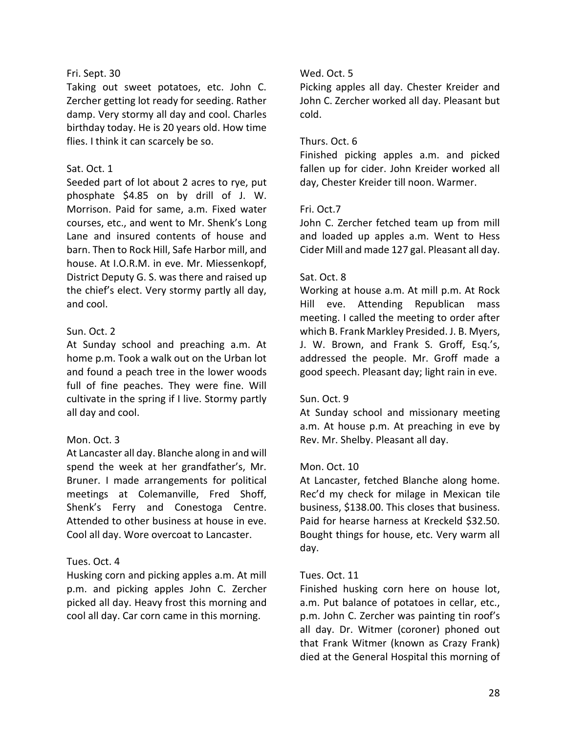Fri. Sept. 30

Taking out sweet potatoes, etc. John C. Zercher getting lot ready for seeding. Rather damp. Very stormy all day and cool. Charles birthday today. He is 20 years old. How time flies. I think it can scarcely be so.

Sat. Oct. 1

Seeded part of lot about 2 acres to rye, put phosphate $4.85 on by drill of J. W. Morrison. Paid for same, a.m. Fixed water courses, etc., and went to Mr. Shenk's Long Lane and insured contents of house and barn. Then to Rock Hill, Safe Harbor mill, and house. At I.O.R.M. in eve. Mr. Miessenkopf, District Deputy G. S. was there and raised up the chief's elect. Very stormy partly all day, and cool.

Sun. Oct. 2

At Sunday school and preaching a.m. At home p.m. Took a walk out on the Urban lot and found a peach tree in the lower woods full of fine peaches. They were fine. Will cultivate in the spring if I live. Stormy partly all day and cool.

Mon. Oct. 3

At Lancaster all day. Blanche along in and will spend the week at her grandfather's, Mr. Bruner. I made arrangements for political meetings at Colemanville, Fred Shoff, Shenk's Ferry and Conestoga Centre. Attended to other business at house in eve. Cool all day. Wore overcoat to Lancaster.

Tues. Oct. 4

Husking corn and picking apples a.m. At mill p.m. and picking apples John C. Zercher picked all day. Heavy frost this morning and cool all day. Car corn came in this morning.

Wed. Oct. 5

Picking apples all day. Chester Kreider and John C. Zercher worked all day. Pleasant but cold.

Thurs. Oct. 6

Finished picking apples a.m. and picked fallen up for cider. John Kreider worked all day, Chester Kreider till noon. Warmer.

Fri. Oct.7

John C. Zercher fetched team up from mill and loaded up apples a.m. Went to Hess Cider Mill and made 127 gal. Pleasant all day.

Sat. Oct. 8

Working at house a.m. At mill p.m. At Rock Hill eve. Attending Republican mass meeting. I called the meeting to order after which B. Frank Markley Presided. J. B. Myers, J. W. Brown, and Frank S. Groff, Esq.'s, addressed the people. Mr. Groff made a good speech. Pleasant day; light rain in eve.

Sun. Oct. 9

At Sunday school and missionary meeting a.m. At house p.m. At preaching in eve by Rev. Mr. Shelby. Pleasant all day.

Mon. Oct. 10

At Lancaster, fetched Blanche along home. Rec'd my check for milage in Mexican tile business, $138.00. This closes that business. Paid for hearse harness at Kreckeld $32.50. Bought things for house, etc. Very warm all day.

Tues. Oct. 11

Finished husking corn here on house lot, a.m. Put balance of potatoes in cellar, etc., p.m. John C. Zercher was painting tin roof's all day. Dr. Witmer (coroner) phoned out that Frank Witmer (known as Crazy Frank) died at the General Hospital this morning of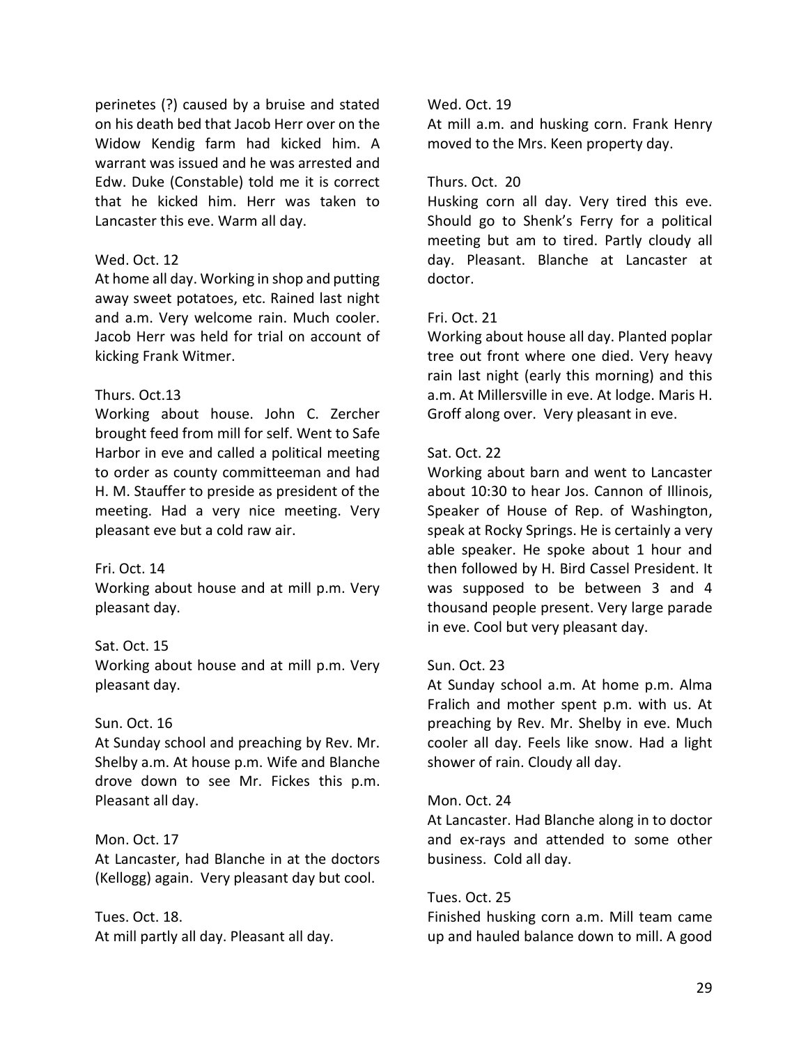perinetes (?) caused by a bruise and stated on his death bed that Jacob Herr over on the Widow Kendig farm had kicked him. A warrant was issued and he was arrested and Edw. Duke (Constable) told me it is correct that he kicked him. Herr was taken to Lancaster this eve. Warm all day.

Wed. Oct. 12
At home all day. Working in shop and putting away sweet potatoes, etc. Rained last night and a.m. Very welcome rain. Much cooler. Jacob Herr was held for trial on account of kicking Frank Witmer.

Thurs. Oct.13
Working about house. John C. Zercher brought feed from mill for self. Went to Safe Harbor in eve and called a political meeting to order as county committeeman and had H. M. Stauffer to preside as president of the meeting. Had a very nice meeting. Very pleasant eve but a cold raw air.

Fri. Oct. 14
Working about house and at mill p.m. Very pleasant day.

Sat. Oct. 15
Working about house and at mill p.m. Very pleasant day.

Sun. Oct. 16
At Sunday school and preaching by Rev. Mr. Shelby a.m. At house p.m. Wife and Blanche drove down to see Mr. Fickes this p.m. Pleasant all day.

Mon. Oct. 17
At Lancaster, had Blanche in at the doctors (Kellogg) again. Very pleasant day but cool.

Tues. Oct. 18.
At mill partly all day. Pleasant all day.

Wed. Oct. 19
At mill a.m. and husking corn. Frank Henry moved to the Mrs. Keen property day.

Thurs. Oct. 20
Husking corn all day. Very tired this eve. Should go to Shenk's Ferry for a political meeting but am to tired. Partly cloudy all day. Pleasant. Blanche at Lancaster at doctor.

Fri. Oct. 21
Working about house all day. Planted poplar tree out front where one died. Very heavy rain last night (early this morning) and this a.m. At Millersville in eve. At lodge. Maris H. Groff along over. Very pleasant in eve.

Sat. Oct. 22
Working about barn and went to Lancaster about 10:30 to hear Jos. Cannon of Illinois, Speaker of House of Rep. of Washington, speak at Rocky Springs. He is certainly a very able speaker. He spoke about 1 hour and then followed by H. Bird Cassel President. It was supposed to be between 3 and 4 thousand people present. Very large parade in eve. Cool but very pleasant day.

Sun. Oct. 23
At Sunday school a.m. At home p.m. Alma Fralich and mother spent p.m. with us. At preaching by Rev. Mr. Shelby in eve. Much cooler all day. Feels like snow. Had a light shower of rain. Cloudy all day.

Mon. Oct. 24
At Lancaster. Had Blanche along in to doctor and ex-rays and attended to some other business. Cold all day.

Tues. Oct. 25
Finished husking corn a.m. Mill team came up and hauled balance down to mill. A good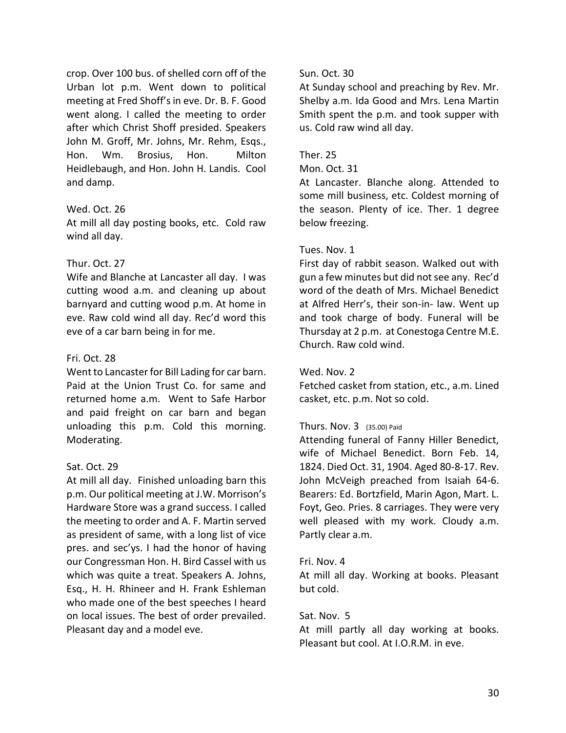crop. Over 100 bus. of shelled corn off of the Urban lot p.m. Went down to political meeting at Fred Shoff's in eve. Dr. B. F. Good went along. I called the meeting to order after which Christ Shoff presided. Speakers John M. Groff, Mr. Johns, Mr. Rehm, Esqs., Hon. Wm. Brosius, Hon. Milton Heidlebaugh, and Hon. John H. Landis. Cool and damp.

Wed. Oct. 26
At mill all day posting books, etc. Cold raw wind all day.

Thur. Oct. 27
Wife and Blanche at Lancaster all day. I was cutting wood a.m. and cleaning up about barnyard and cutting wood p.m. At home in eve. Raw cold wind all day. Rec'd word this eve of a car barn being in for me.

Fri. Oct. 28
Went to Lancaster for Bill Lading for car barn. Paid at the Union Trust Co. for same and returned home a.m. Went to Safe Harbor and paid freight on car barn and began unloading this p.m. Cold this morning. Moderating.

Sat. Oct. 29
At mill all day. Finished unloading barn this p.m. Our political meeting at J.W. Morrison's Hardware Store was a grand success. I called the meeting to order and A. F. Martin served as president of same, with a long list of vice pres. and sec'ys. I had the honor of having our Congressman Hon. H. Bird Cassel with us which was quite a treat. Speakers A. Johns, Esq., H. H. Rhineer and H. Frank Eshleman who made one of the best speeches I heard on local issues. The best of order prevailed. Pleasant day and a model eve.

Sun. Oct. 30
At Sunday school and preaching by Rev. Mr. Shelby a.m. Ida Good and Mrs. Lena Martin Smith spent the p.m. and took supper with us. Cold raw wind all day.

Ther. 25
Mon. Oct. 31
At Lancaster. Blanche along. Attended to some mill business, etc. Coldest morning of the season. Plenty of ice. Ther. 1 degree below freezing.

Tues. Nov. 1
First day of rabbit season. Walked out with gun a few minutes but did not see any. Rec'd word of the death of Mrs. Michael Benedict at Alfred Herr's, their son-in- law. Went up and took charge of body. Funeral will be Thursday at 2 p.m. at Conestoga Centre M.E. Church. Raw cold wind.

Wed. Nov. 2
Fetched casket from station, etc., a.m. Lined casket, etc. p.m. Not so cold.

Thurs. Nov. 3 (35.00) Paid
Attending funeral of Fanny Hiller Benedict, wife of Michael Benedict. Born Feb. 14, 1824. Died Oct. 31, 1904. Aged 80-8-17. Rev. John McVeigh preached from Isaiah 64-6. Bearers: Ed. Bortzfield, Marin Agon, Mart. L. Foyt, Geo. Pries. 8 carriages. They were very well pleased with my work. Cloudy a.m. Partly clear a.m.

Fri. Nov. 4
At mill all day. Working at books. Pleasant but cold.

Sat. Nov. 5
At mill partly all day working at books. Pleasant but cool. At I.O.R.M. in eve.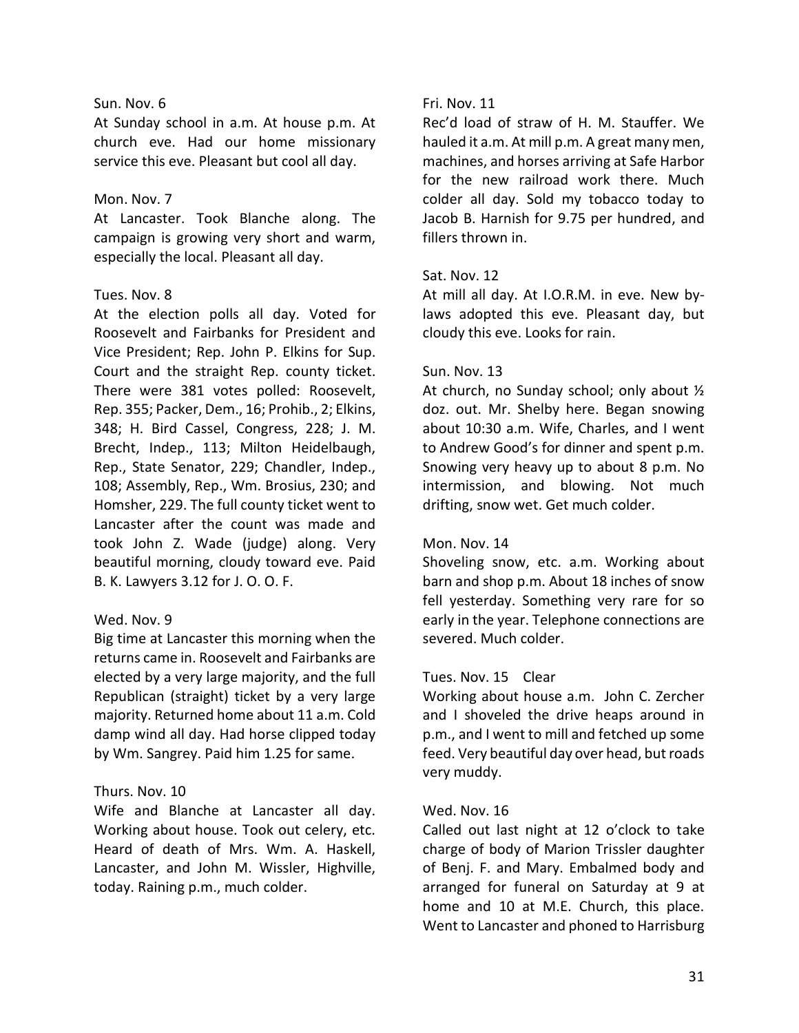Sun. Nov. 6

At Sunday school in a.m. At house p.m. At church eve. Had our home missionary service this eve. Pleasant but cool all day.

Mon. Nov. 7

At Lancaster. Took Blanche along. The campaign is growing very short and warm, especially the local. Pleasant all day.

Tues. Nov. 8

At the election polls all day. Voted for Roosevelt and Fairbanks for President and Vice President; Rep. John P. Elkins for Sup. Court and the straight Rep. county ticket. There were 381 votes polled: Roosevelt, Rep. 355; Packer, Dem., 16; Prohib., 2; Elkins, 348; H. Bird Cassel, Congress, 228; J. M. Brecht, Indep., 113; Milton Heidelbaugh, Rep., State Senator, 229; Chandler, Indep., 108; Assembly, Rep., Wm. Brosius, 230; and Homsher, 229. The full county ticket went to Lancaster after the count was made and took John Z. Wade (judge) along. Very beautiful morning, cloudy toward eve. Paid B. K. Lawyers 3.12 for J. O. O. F.

Wed. Nov. 9

Big time at Lancaster this morning when the returns came in. Roosevelt and Fairbanks are elected by a very large majority, and the full Republican (straight) ticket by a very large majority. Returned home about 11 a.m. Cold damp wind all day. Had horse clipped today by Wm. Sangrey. Paid him 1.25 for same.

Thurs. Nov. 10

Wife and Blanche at Lancaster all day. Working about house. Took out celery, etc. Heard of death of Mrs. Wm. A. Haskell, Lancaster, and John M. Wissler, Highville, today. Raining p.m., much colder.

Fri. Nov. 11

Rec'd load of straw of H. M. Stauffer. We hauled it a.m. At mill p.m. A great many men, machines, and horses arriving at Safe Harbor for the new railroad work there. Much colder all day. Sold my tobacco today to Jacob B. Harnish for 9.75 per hundred, and fillers thrown in.

Sat. Nov. 12

At mill all day. At I.O.R.M. in eve. New by-laws adopted this eve. Pleasant day, but cloudy this eve. Looks for rain.

Sun. Nov. 13

At church, no Sunday school; only about ½ doz. out. Mr. Shelby here. Began snowing about 10:30 a.m. Wife, Charles, and I went to Andrew Good's for dinner and spent p.m. Snowing very heavy up to about 8 p.m. No intermission, and blowing. Not much drifting, snow wet. Get much colder.

Mon. Nov. 14

Shoveling snow, etc. a.m. Working about barn and shop p.m. About 18 inches of snow fell yesterday. Something very rare for so early in the year. Telephone connections are severed. Much colder.

Tues. Nov. 15 Clear

Working about house a.m. John C. Zercher and I shoveled the drive heaps around in p.m., and I went to mill and fetched up some feed. Very beautiful day over head, but roads very muddy.

Wed. Nov. 16

Called out last night at 12 o'clock to take charge of body of Marion Trissler daughter of Benj. F. and Mary. Embalmed body and arranged for funeral on Saturday at 9 at home and 10 at M.E. Church, this place. Went to Lancaster and phoned to Harrisburg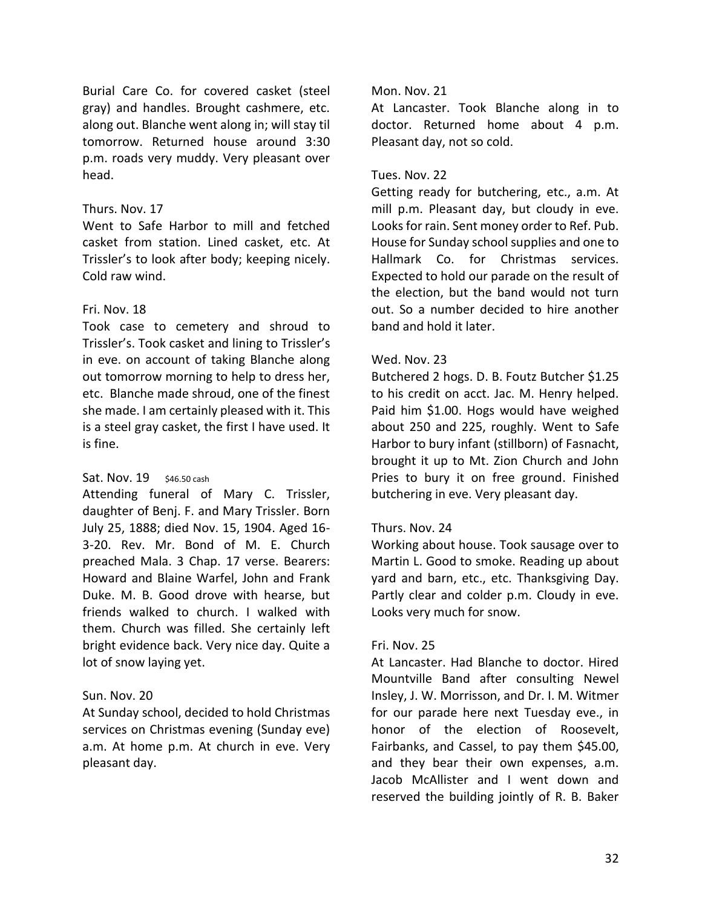Burial Care Co. for covered casket (steel gray) and handles. Brought cashmere, etc. along out. Blanche went along in; will stay til tomorrow. Returned house around 3:30 p.m. roads very muddy. Very pleasant over head.

Thurs. Nov. 17
Went to Safe Harbor to mill and fetched casket from station. Lined casket, etc. At Trissler's to look after body; keeping nicely. Cold raw wind.

Fri. Nov. 18
Took case to cemetery and shroud to Trissler's. Took casket and lining to Trissler's in eve. on account of taking Blanche along out tomorrow morning to help to dress her, etc. Blanche made shroud, one of the finest she made. I am certainly pleased with it. This is a steel gray casket, the first I have used. It is fine.

Sat. Nov. 19 $46.50 cash
Attending funeral of Mary C. Trissler, daughter of Benj. F. and Mary Trissler. Born July 25, 1888; died Nov. 15, 1904. Aged 16-3-20. Rev. Mr. Bond of M. E. Church preached Mala. 3 Chap. 17 verse. Bearers: Howard and Blaine Warfel, John and Frank Duke. M. B. Good drove with hearse, but friends walked to church. I walked with them. Church was filled. She certainly left bright evidence back. Very nice day. Quite a lot of snow laying yet.

Sun. Nov. 20
At Sunday school, decided to hold Christmas services on Christmas evening (Sunday eve) a.m. At home p.m. At church in eve. Very pleasant day.

Mon. Nov. 21
At Lancaster. Took Blanche along in to doctor. Returned home about 4 p.m. Pleasant day, not so cold.

Tues. Nov. 22
Getting ready for butchering, etc., a.m. At mill p.m. Pleasant day, but cloudy in eve. Looks for rain. Sent money order to Ref. Pub. House for Sunday school supplies and one to Hallmark Co. for Christmas services. Expected to hold our parade on the result of the election, but the band would not turn out. So a number decided to hire another band and hold it later.

Wed. Nov. 23
Butchered 2 hogs. D. B. Foutz Butcher $1.25 to his credit on acct. Jac. M. Henry helped. Paid him $1.00. Hogs would have weighed about 250 and 225, roughly. Went to Safe Harbor to bury infant (stillborn) of Fasnacht, brought it up to Mt. Zion Church and John Pries to bury it on free ground. Finished butchering in eve. Very pleasant day.

Thurs. Nov. 24
Working about house. Took sausage over to Martin L. Good to smoke. Reading up about yard and barn, etc., etc. Thanksgiving Day. Partly clear and colder p.m. Cloudy in eve. Looks very much for snow.

Fri. Nov. 25
At Lancaster. Had Blanche to doctor. Hired Mountville Band after consulting Newel Insley, J. W. Morrisson, and Dr. I. M. Witmer for our parade here next Tuesday eve., in honor of the election of Roosevelt, Fairbanks, and Cassel, to pay them $45.00, and they bear their own expenses, a.m. Jacob McAllister and I went down and reserved the building jointly of R. B. Baker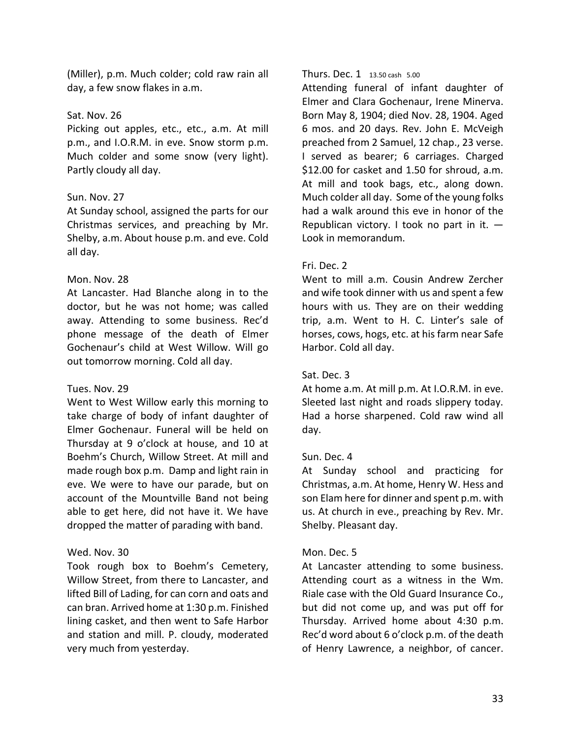(Miller), p.m. Much colder; cold raw rain all day, a few snow flakes in a.m.

Sat. Nov. 26
Picking out apples, etc., etc., a.m. At mill p.m., and I.O.R.M. in eve. Snow storm p.m. Much colder and some snow (very light). Partly cloudy all day.

Sun. Nov. 27
At Sunday school, assigned the parts for our Christmas services, and preaching by Mr. Shelby, a.m. About house p.m. and eve. Cold all day.

Mon. Nov. 28
At Lancaster. Had Blanche along in to the doctor, but he was not home; was called away. Attending to some business. Rec'd phone message of the death of Elmer Gochenaur's child at West Willow. Will go out tomorrow morning. Cold all day.

Tues. Nov. 29
Went to West Willow early this morning to take charge of body of infant daughter of Elmer Gochenaur. Funeral will be held on Thursday at 9 o'clock at house, and 10 at Boehm's Church, Willow Street. At mill and made rough box p.m. Damp and light rain in eve. We were to have our parade, but on account of the Mountville Band not being able to get here, did not have it. We have dropped the matter of parading with band.

Wed. Nov. 30
Took rough box to Boehm's Cemetery, Willow Street, from there to Lancaster, and lifted Bill of Lading, for can corn and oats and can bran. Arrived home at 1:30 p.m. Finished lining casket, and then went to Safe Harbor and station and mill. P. cloudy, moderated very much from yesterday.

Thurs. Dec. 1 13.50 cash 5.00
Attending funeral of infant daughter of Elmer and Clara Gochenaur, Irene Minerva. Born May 8, 1904; died Nov. 28, 1904. Aged 6 mos. and 20 days. Rev. John E. McVeigh preached from 2 Samuel, 12 chap., 23 verse. I served as bearer; 6 carriages. Charged $12.00 for casket and 1.50 for shroud, a.m. At mill and took bags, etc., along down. Much colder all day. Some of the young folks had a walk around this eve in honor of the Republican victory. I took no part in it. — Look in memorandum.

Fri. Dec. 2
Went to mill a.m. Cousin Andrew Zercher and wife took dinner with us and spent a few hours with us. They are on their wedding trip, a.m. Went to H. C. Linter's sale of horses, cows, hogs, etc. at his farm near Safe Harbor. Cold all day.

Sat. Dec. 3
At home a.m. At mill p.m. At I.O.R.M. in eve. Sleeted last night and roads slippery today. Had a horse sharpened. Cold raw wind all day.

Sun. Dec. 4
At Sunday school and practicing for Christmas, a.m. At home, Henry W. Hess and son Elam here for dinner and spent p.m. with us. At church in eve., preaching by Rev. Mr. Shelby. Pleasant day.

Mon. Dec. 5
At Lancaster attending to some business. Attending court as a witness in the Wm. Riale case with the Old Guard Insurance Co., but did not come up, and was put off for Thursday. Arrived home about 4:30 p.m. Rec'd word about 6 o'clock p.m. of the death of Henry Lawrence, a neighbor, of cancer.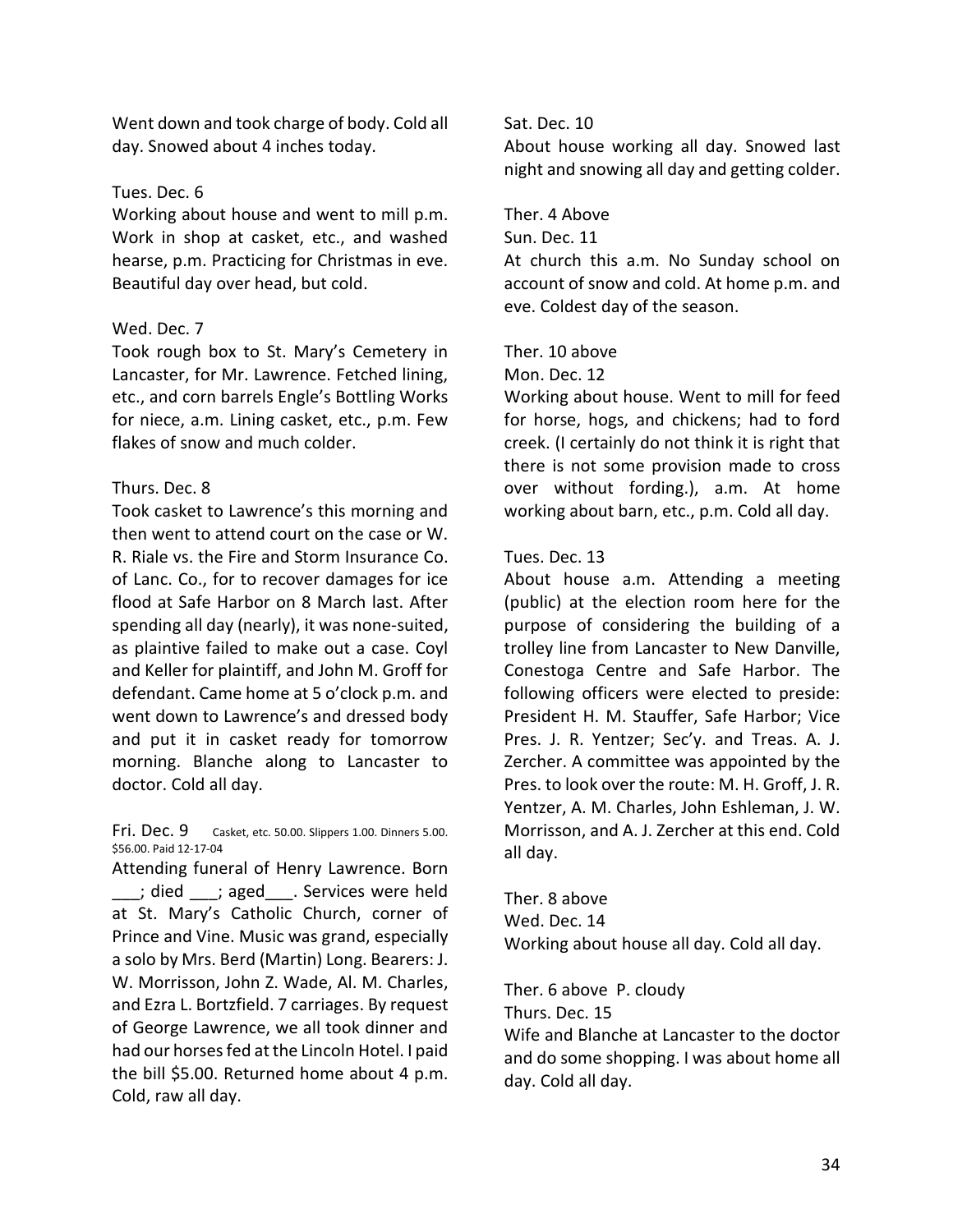Went down and took charge of body. Cold all day. Snowed about 4 inches today.

Tues. Dec. 6
Working about house and went to mill p.m. Work in shop at casket, etc., and washed hearse, p.m. Practicing for Christmas in eve. Beautiful day over head, but cold.

Wed. Dec. 7
Took rough box to St. Mary's Cemetery in Lancaster, for Mr. Lawrence. Fetched lining, etc., and corn barrels Engle's Bottling Works for niece, a.m. Lining casket, etc., p.m. Few flakes of snow and much colder.

Thurs. Dec. 8
Took casket to Lawrence's this morning and then went to attend court on the case or W. R. Riale vs. the Fire and Storm Insurance Co. of Lanc. Co., for to recover damages for ice flood at Safe Harbor on 8 March last. After spending all day (nearly), it was none-suited, as plaintive failed to make out a case. Coyl and Keller for plaintiff, and John M. Groff for defendant. Came home at 5 o'clock p.m. and went down to Lawrence's and dressed body and put it in casket ready for tomorrow morning. Blanche along to Lancaster to doctor. Cold all day.

Fri. Dec. 9 Casket, etc. 50.00. Slippers 1.00. Dinners 5.00. $56.00. Paid 12-17-04
Attending funeral of Henry Lawrence. Born ___; died ___; aged___. Services were held at St. Mary's Catholic Church, corner of Prince and Vine. Music was grand, especially a solo by Mrs. Berd (Martin) Long. Bearers: J. W. Morrisson, John Z. Wade, Al. M. Charles, and Ezra L. Bortzfield. 7 carriages. By request of George Lawrence, we all took dinner and had our horses fed at the Lincoln Hotel. I paid the bill $5.00. Returned home about 4 p.m. Cold, raw all day.

Sat. Dec. 10
About house working all day. Snowed last night and snowing all day and getting colder.

Ther. 4 Above
Sun. Dec. 11
At church this a.m. No Sunday school on account of snow and cold. At home p.m. and eve. Coldest day of the season.

Ther. 10 above
Mon. Dec. 12
Working about house. Went to mill for feed for horse, hogs, and chickens; had to ford creek. (I certainly do not think it is right that there is not some provision made to cross over without fording.), a.m. At home working about barn, etc., p.m. Cold all day.

Tues. Dec. 13
About house a.m. Attending a meeting (public) at the election room here for the purpose of considering the building of a trolley line from Lancaster to New Danville, Conestoga Centre and Safe Harbor. The following officers were elected to preside: President H. M. Stauffer, Safe Harbor; Vice Pres. J. R. Yentzer; Sec'y. and Treas. A. J. Zercher. A committee was appointed by the Pres. to look over the route: M. H. Groff, J. R. Yentzer, A. M. Charles, John Eshleman, J. W. Morrisson, and A. J. Zercher at this end. Cold all day.

Ther. 8 above
Wed. Dec. 14
Working about house all day. Cold all day.

Ther. 6 above P. cloudy
Thurs. Dec. 15
Wife and Blanche at Lancaster to the doctor and do some shopping. I was about home all day. Cold all day.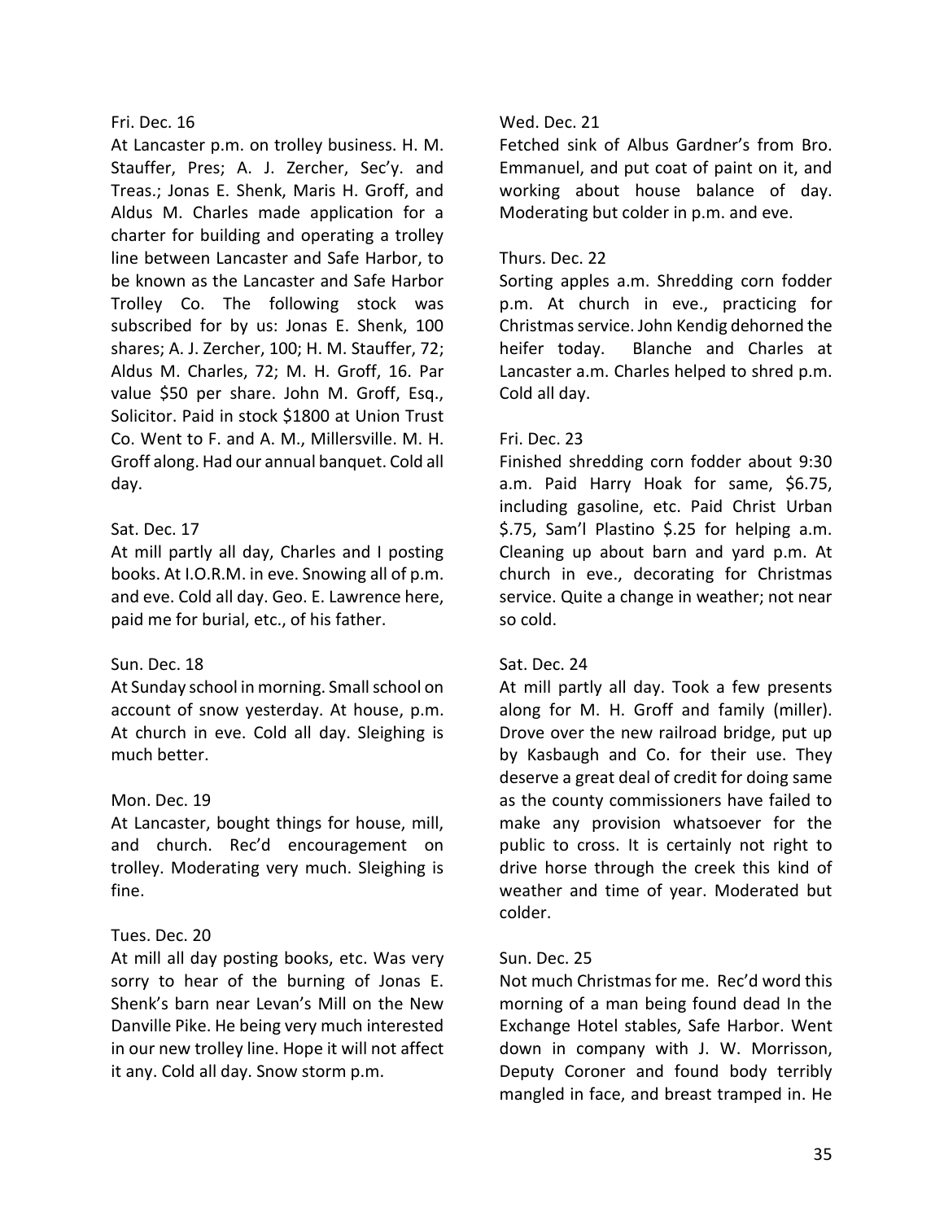Fri. Dec. 16

At Lancaster p.m. on trolley business. H. M. Stauffer, Pres; A. J. Zercher, Sec'y. and Treas.; Jonas E. Shenk, Maris H. Groff, and Aldus M. Charles made application for a charter for building and operating a trolley line between Lancaster and Safe Harbor, to be known as the Lancaster and Safe Harbor Trolley Co. The following stock was subscribed for by us: Jonas E. Shenk, 100 shares; A. J. Zercher, 100; H. M. Stauffer, 72; Aldus M. Charles, 72; M. H. Groff, 16. Par value $50 per share. John M. Groff, Esq., Solicitor. Paid in stock $1800 at Union Trust Co. Went to F. and A. M., Millersville. M. H. Groff along. Had our annual banquet. Cold all day.

Sat. Dec. 17

At mill partly all day, Charles and I posting books. At I.O.R.M. in eve. Snowing all of p.m. and eve. Cold all day. Geo. E. Lawrence here, paid me for burial, etc., of his father.

Sun. Dec. 18

At Sunday school in morning. Small school on account of snow yesterday. At house, p.m. At church in eve. Cold all day. Sleighing is much better.

Mon. Dec. 19

At Lancaster, bought things for house, mill, and church. Rec'd encouragement on trolley. Moderating very much. Sleighing is fine.

Tues. Dec. 20

At mill all day posting books, etc. Was very sorry to hear of the burning of Jonas E. Shenk's barn near Levan's Mill on the New Danville Pike. He being very much interested in our new trolley line. Hope it will not affect it any. Cold all day. Snow storm p.m.

Wed. Dec. 21

Fetched sink of Albus Gardner's from Bro. Emmanuel, and put coat of paint on it, and working about house balance of day. Moderating but colder in p.m. and eve.

Thurs. Dec. 22

Sorting apples a.m. Shredding corn fodder p.m. At church in eve., practicing for Christmas service. John Kendig dehorned the heifer today. Blanche and Charles at Lancaster a.m. Charles helped to shred p.m. Cold all day.

Fri. Dec. 23

Finished shredding corn fodder about 9:30 a.m. Paid Harry Hoak for same, $6.75, including gasoline, etc. Paid Christ Urban $.75, Sam'l Plastino $.25 for helping a.m. Cleaning up about barn and yard p.m. At church in eve., decorating for Christmas service. Quite a change in weather; not near so cold.

Sat. Dec. 24

At mill partly all day. Took a few presents along for M. H. Groff and family (miller). Drove over the new railroad bridge, put up by Kasbaugh and Co. for their use. They deserve a great deal of credit for doing same as the county commissioners have failed to make any provision whatsoever for the public to cross. It is certainly not right to drive horse through the creek this kind of weather and time of year. Moderated but colder.

Sun. Dec. 25

Not much Christmas for me. Rec'd word this morning of a man being found dead In the Exchange Hotel stables, Safe Harbor. Went down in company with J. W. Morrisson, Deputy Coroner and found body terribly mangled in face, and breast tramped in. He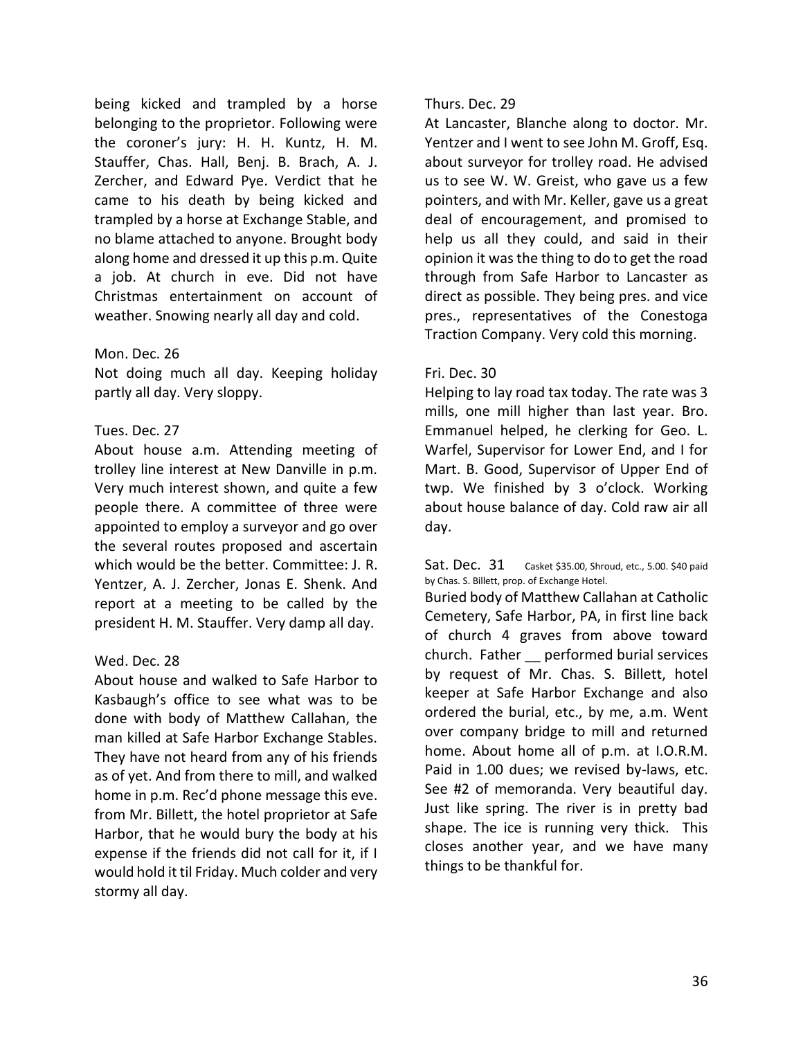being kicked and trampled by a horse belonging to the proprietor. Following were the coroner's jury: H. H. Kuntz, H. M. Stauffer, Chas. Hall, Benj. B. Brach, A. J. Zercher, and Edward Pye. Verdict that he came to his death by being kicked and trampled by a horse at Exchange Stable, and no blame attached to anyone. Brought body along home and dressed it up this p.m. Quite a job. At church in eve. Did not have Christmas entertainment on account of weather. Snowing nearly all day and cold.

Mon. Dec. 26

Not doing much all day. Keeping holiday partly all day. Very sloppy.

Tues. Dec. 27

About house a.m. Attending meeting of trolley line interest at New Danville in p.m. Very much interest shown, and quite a few people there. A committee of three were appointed to employ a surveyor and go over the several routes proposed and ascertain which would be the better. Committee: J. R. Yentzer, A. J. Zercher, Jonas E. Shenk. And report at a meeting to be called by the president H. M. Stauffer. Very damp all day.

Wed. Dec. 28

About house and walked to Safe Harbor to Kasbaugh's office to see what was to be done with body of Matthew Callahan, the man killed at Safe Harbor Exchange Stables. They have not heard from any of his friends as of yet. And from there to mill, and walked home in p.m. Rec'd phone message this eve. from Mr. Billett, the hotel proprietor at Safe Harbor, that he would bury the body at his expense if the friends did not call for it, if I would hold it til Friday. Much colder and very stormy all day.

Thurs. Dec. 29

At Lancaster, Blanche along to doctor. Mr. Yentzer and I went to see John M. Groff, Esq. about surveyor for trolley road. He advised us to see W. W. Greist, who gave us a few pointers, and with Mr. Keller, gave us a great deal of encouragement, and promised to help us all they could, and said in their opinion it was the thing to do to get the road through from Safe Harbor to Lancaster as direct as possible. They being pres. and vice pres., representatives of the Conestoga Traction Company. Very cold this morning.

Fri. Dec. 30

Helping to lay road tax today. The rate was 3 mills, one mill higher than last year. Bro. Emmanuel helped, he clerking for Geo. L. Warfel, Supervisor for Lower End, and I for Mart. B. Good, Supervisor of Upper End of twp. We finished by 3 o'clock. Working about house balance of day. Cold raw air all day.

Sat. Dec. 31 Casket $35.00, Shroud, etc., 5.00. $40 paid by Chas. S. Billett, prop. of Exchange Hotel.

Buried body of Matthew Callahan at Catholic Cemetery, Safe Harbor, PA, in first line back of church 4 graves from above toward church. Father __ performed burial services by request of Mr. Chas. S. Billett, hotel keeper at Safe Harbor Exchange and also ordered the burial, etc., by me, a.m. Went over company bridge to mill and returned home. About home all of p.m. at I.O.R.M. Paid in 1.00 dues; we revised by-laws, etc. See #2 of memoranda. Very beautiful day. Just like spring. The river is in pretty bad shape. The ice is running very thick. This closes another year, and we have many things to be thankful for.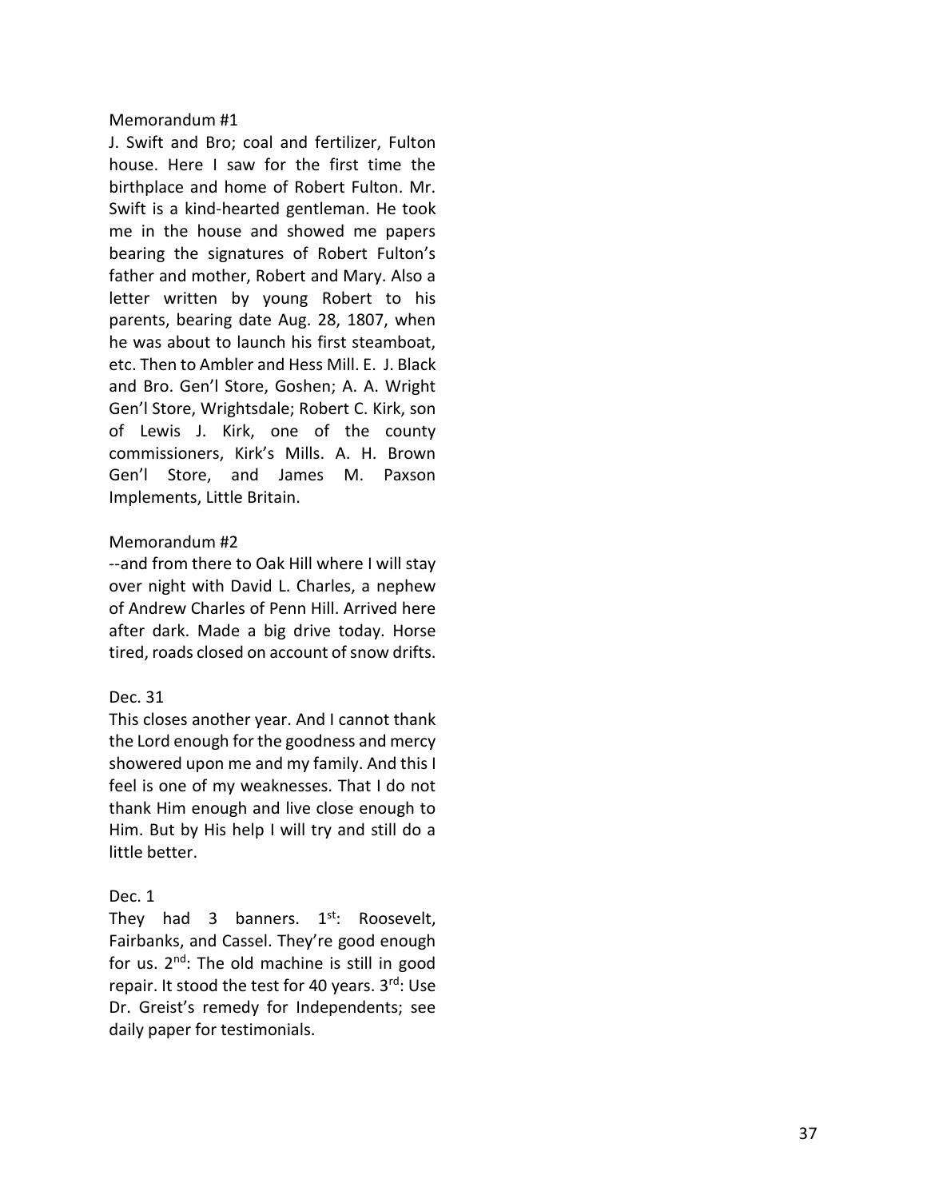Memorandum #1

J. Swift and Bro; coal and fertilizer, Fulton house. Here I saw for the first time the birthplace and home of Robert Fulton. Mr. Swift is a kind-hearted gentleman. He took me in the house and showed me papers bearing the signatures of Robert Fulton's father and mother, Robert and Mary. Also a letter written by young Robert to his parents, bearing date Aug. 28, 1807, when he was about to launch his first steamboat, etc. Then to Ambler and Hess Mill. E. J. Black and Bro. Gen'l Store, Goshen; A. A. Wright Gen'l Store, Wrightsdale; Robert C. Kirk, son of Lewis J. Kirk, one of the county commissioners, Kirk's Mills. A. H. Brown Gen'l Store, and James M. Paxson Implements, Little Britain.

Memorandum #2

--and from there to Oak Hill where I will stay over night with David L. Charles, a nephew of Andrew Charles of Penn Hill. Arrived here after dark. Made a big drive today. Horse tired, roads closed on account of snow drifts.

Dec. 31

This closes another year. And I cannot thank the Lord enough for the goodness and mercy showered upon me and my family. And this I feel is one of my weaknesses. That I do not thank Him enough and live close enough to Him. But by His help I will try and still do a little better.

Dec. 1

They had 3 banners. 1st: Roosevelt, Fairbanks, and Cassel. They're good enough for us. 2nd: The old machine is still in good repair. It stood the test for 40 years. 3rd: Use Dr. Greist's remedy for Independents; see daily paper for testimonials.